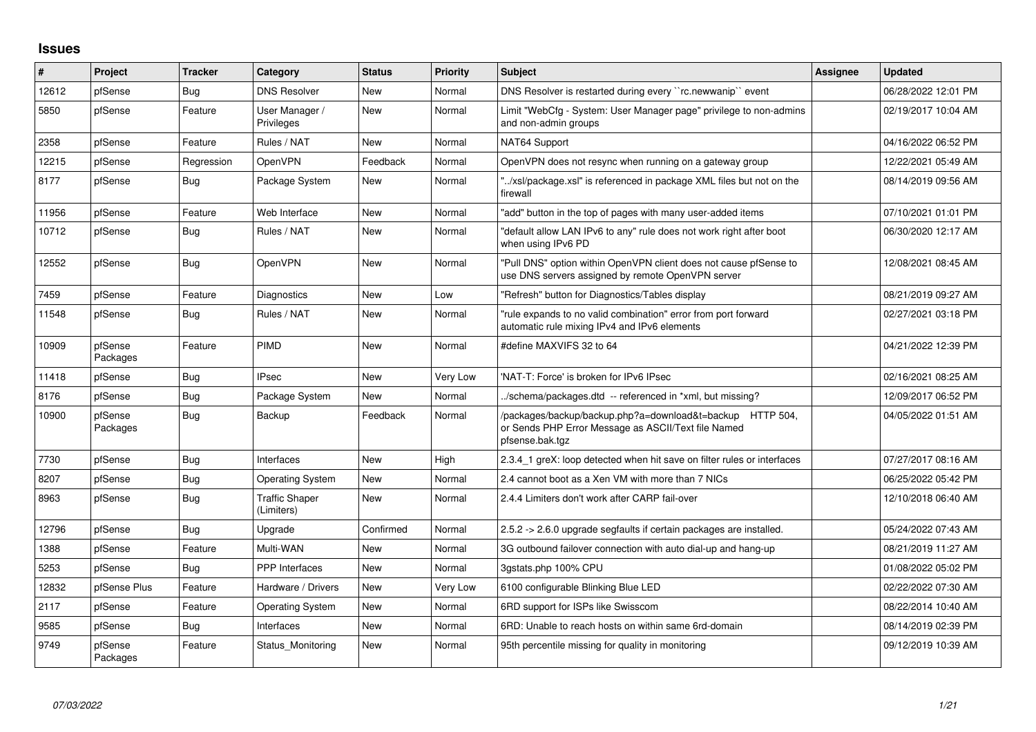# Issues

| # | Project | Tracker | Category | Status | Priority | Subject | Assignee | Updated |
|---|---|---|---|---|---|---|---|---|
| 12612 | pfSense | Bug | DNS Resolver | New | Normal | DNS Resolver is restarted during every ``rc.newwanip`` event | | 06/28/2022 12:01 PM |
| 5850 | pfSense | Feature | User Manager / Privileges | New | Normal | Limit "WebCfg - System: User Manager page" privilege to non-admins and non-admin groups | | 02/19/2017 10:04 AM |
| 2358 | pfSense | Feature | Rules / NAT | New | Normal | NAT64 Support | | 04/16/2022 06:52 PM |
| 12215 | pfSense | Regression | OpenVPN | Feedback | Normal | OpenVPN does not resync when running on a gateway group | | 12/22/2021 05:49 AM |
| 8177 | pfSense | Bug | Package System | New | Normal | "../xsl/package.xsl" is referenced in package XML files but not on the firewall | | 08/14/2019 09:56 AM |
| 11956 | pfSense | Feature | Web Interface | New | Normal | "add" button in the top of pages with many user-added items | | 07/10/2021 01:01 PM |
| 10712 | pfSense | Bug | Rules / NAT | New | Normal | "default allow LAN IPv6 to any" rule does not work right after boot when using IPv6 PD | | 06/30/2020 12:17 AM |
| 12552 | pfSense | Bug | OpenVPN | New | Normal | "Pull DNS" option within OpenVPN client does not cause pfSense to use DNS servers assigned by remote OpenVPN server | | 12/08/2021 08:45 AM |
| 7459 | pfSense | Feature | Diagnostics | New | Low | "Refresh" button for Diagnostics/Tables display | | 08/21/2019 09:27 AM |
| 11548 | pfSense | Bug | Rules / NAT | New | Normal | "rule expands to no valid combination" error from port forward automatic rule mixing IPv4 and IPv6 elements | | 02/27/2021 03:18 PM |
| 10909 | pfSense Packages | Feature | PIMD | New | Normal | #define MAXVIFS 32 to 64 | | 04/21/2022 12:39 PM |
| 11418 | pfSense | Bug | IPsec | New | Very Low | 'NAT-T: Force' is broken for IPv6 IPsec | | 02/16/2021 08:25 AM |
| 8176 | pfSense | Bug | Package System | New | Normal | ../schema/packages.dtd -- referenced in *xml, but missing? | | 12/09/2017 06:52 PM |
| 10900 | pfSense Packages | Bug | Backup | Feedback | Normal | /packages/backup/backup.php?a=download&t=backup HTTP 504, or Sends PHP Error Message as ASCII/Text file Named pfsense.bak.tgz | | 04/05/2022 01:51 AM |
| 7730 | pfSense | Bug | Interfaces | New | High | 2.3.4_1 greX: loop detected when hit save on filter rules or interfaces | | 07/27/2017 08:16 AM |
| 8207 | pfSense | Bug | Operating System | New | Normal | 2.4 cannot boot as a Xen VM with more than 7 NICs | | 06/25/2022 05:42 PM |
| 8963 | pfSense | Bug | Traffic Shaper (Limiters) | New | Normal | 2.4.4 Limiters don't work after CARP fail-over | | 12/10/2018 06:40 AM |
| 12796 | pfSense | Bug | Upgrade | Confirmed | Normal | 2.5.2 -> 2.6.0 upgrade segfaults if certain packages are installed. | | 05/24/2022 07:43 AM |
| 1388 | pfSense | Feature | Multi-WAN | New | Normal | 3G outbound failover connection with auto dial-up and hang-up | | 08/21/2019 11:27 AM |
| 5253 | pfSense | Bug | PPP Interfaces | New | Normal | 3gstats.php 100% CPU | | 01/08/2022 05:02 PM |
| 12832 | pfSense Plus | Feature | Hardware / Drivers | New | Very Low | 6100 configurable Blinking Blue LED | | 02/22/2022 07:30 AM |
| 2117 | pfSense | Feature | Operating System | New | Normal | 6RD support for ISPs like Swisscom | | 08/22/2014 10:40 AM |
| 9585 | pfSense | Bug | Interfaces | New | Normal | 6RD: Unable to reach hosts on within same 6rd-domain | | 08/14/2019 02:39 PM |
| 9749 | pfSense Packages | Feature | Status_Monitoring | New | Normal | 95th percentile missing for quality in monitoring | | 09/12/2019 10:39 AM |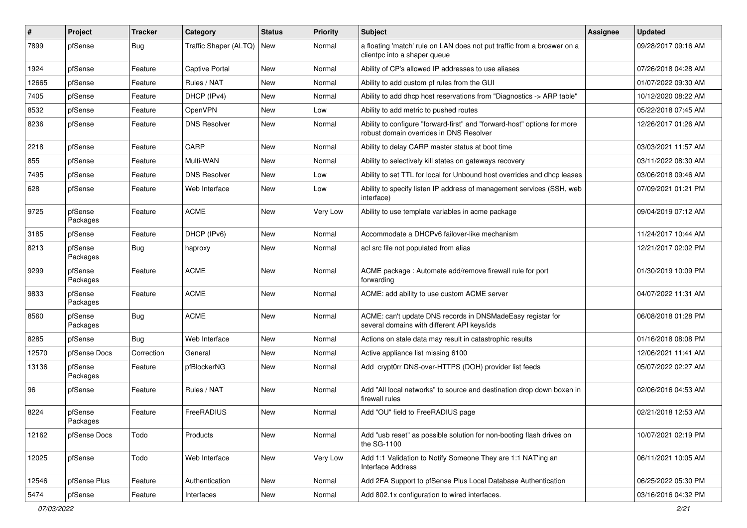| # | Project | Tracker | Category | Status | Priority | Subject | Assignee | Updated |
|---|---|---|---|---|---|---|---|---|
| 7899 | pfSense | Bug | Traffic Shaper (ALTQ) | New | Normal | a floating 'match' rule on LAN does not put traffic from a broswer on a clientpc into a shaper queue | | 09/28/2017 09:16 AM |
| 1924 | pfSense | Feature | Captive Portal | New | Normal | Ability of CP's allowed IP addresses to use aliases | | 07/26/2018 04:28 AM |
| 12665 | pfSense | Feature | Rules / NAT | New | Normal | Ability to add custom pf rules from the GUI | | 01/07/2022 09:30 AM |
| 7405 | pfSense | Feature | DHCP (IPv4) | New | Normal | Ability to add dhcp host reservations from "Diagnostics -> ARP table" | | 10/12/2020 08:22 AM |
| 8532 | pfSense | Feature | OpenVPN | New | Low | Ability to add metric to pushed routes | | 05/22/2018 07:45 AM |
| 8236 | pfSense | Feature | DNS Resolver | New | Normal | Ability to configure "forward-first" and "forward-host" options for more robust domain overrides in DNS Resolver | | 12/26/2017 01:26 AM |
| 2218 | pfSense | Feature | CARP | New | Normal | Ability to delay CARP master status at boot time | | 03/03/2021 11:57 AM |
| 855 | pfSense | Feature | Multi-WAN | New | Normal | Ability to selectively kill states on gateways recovery | | 03/11/2022 08:30 AM |
| 7495 | pfSense | Feature | DNS Resolver | New | Low | Ability to set TTL for local for Unbound host overrides and dhcp leases | | 03/06/2018 09:46 AM |
| 628 | pfSense | Feature | Web Interface | New | Low | Ability to specify listen IP address of management services (SSH, web interface) | | 07/09/2021 01:21 PM |
| 9725 | pfSense Packages | Feature | ACME | New | Very Low | Ability to use template variables in acme package | | 09/04/2019 07:12 AM |
| 3185 | pfSense | Feature | DHCP (IPv6) | New | Normal | Accommodate a DHCPv6 failover-like mechanism | | 11/24/2017 10:44 AM |
| 8213 | pfSense Packages | Bug | haproxy | New | Normal | acl src file not populated from alias | | 12/21/2017 02:02 PM |
| 9299 | pfSense Packages | Feature | ACME | New | Normal | ACME package : Automate add/remove firewall rule for port forwarding | | 01/30/2019 10:09 PM |
| 9833 | pfSense Packages | Feature | ACME | New | Normal | ACME: add ability to use custom ACME server | | 04/07/2022 11:31 AM |
| 8560 | pfSense Packages | Bug | ACME | New | Normal | ACME: can't update DNS records in DNSMadeEasy registar for several domains with different API keys/ids | | 06/08/2018 01:28 PM |
| 8285 | pfSense | Bug | Web Interface | New | Normal | Actions on stale data may result in catastrophic results | | 01/16/2018 08:08 PM |
| 12570 | pfSense Docs | Correction | General | New | Normal | Active appliance list missing 6100 | | 12/06/2021 11:41 AM |
| 13136 | pfSense Packages | Feature | pfBlockerNG | New | Normal | Add crypt0rr DNS-over-HTTPS (DOH) provider list feeds | | 05/07/2022 02:27 AM |
| 96 | pfSense | Feature | Rules / NAT | New | Normal | Add "All local networks" to source and destination drop down boxen in firewall rules | | 02/06/2016 04:53 AM |
| 8224 | pfSense Packages | Feature | FreeRADIUS | New | Normal | Add "OU" field to FreeRADIUS page | | 02/21/2018 12:53 AM |
| 12162 | pfSense Docs | Todo | Products | New | Normal | Add "usb reset" as possible solution for non-booting flash drives on the SG-1100 | | 10/07/2021 02:19 PM |
| 12025 | pfSense | Todo | Web Interface | New | Very Low | Add 1:1 Validation to Notify Someone They are 1:1 NAT'ing an Interface Address | | 06/11/2021 10:05 AM |
| 12546 | pfSense Plus | Feature | Authentication | New | Normal | Add 2FA Support to pfSense Plus Local Database Authentication | | 06/25/2022 05:30 PM |
| 5474 | pfSense | Feature | Interfaces | New | Normal | Add 802.1x configuration to wired interfaces. | | 03/16/2016 04:32 PM |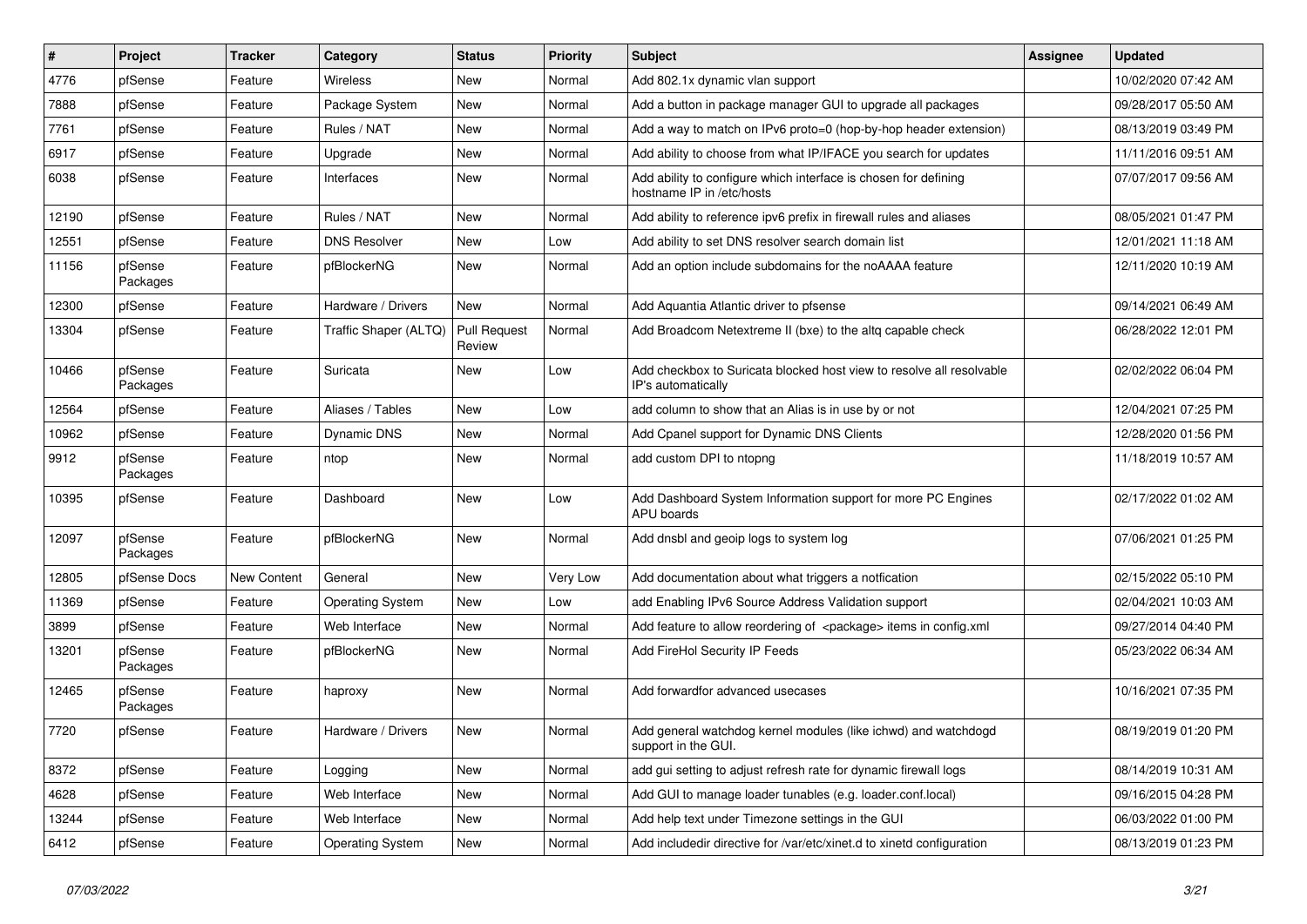| # | Project | Tracker | Category | Status | Priority | Subject | Assignee | Updated |
|---|---|---|---|---|---|---|---|---|
| 4776 | pfSense | Feature | Wireless | New | Normal | Add 802.1x dynamic vlan support | | 10/02/2020 07:42 AM |
| 7888 | pfSense | Feature | Package System | New | Normal | Add a button in package manager GUI to upgrade all packages | | 09/28/2017 05:50 AM |
| 7761 | pfSense | Feature | Rules / NAT | New | Normal | Add a way to match on IPv6 proto=0 (hop-by-hop header extension) | | 08/13/2019 03:49 PM |
| 6917 | pfSense | Feature | Upgrade | New | Normal | Add ability to choose from what IP/IFACE you search for updates | | 11/11/2016 09:51 AM |
| 6038 | pfSense | Feature | Interfaces | New | Normal | Add ability to configure which interface is chosen for defining hostname IP in /etc/hosts | | 07/07/2017 09:56 AM |
| 12190 | pfSense | Feature | Rules / NAT | New | Normal | Add ability to reference ipv6 prefix in firewall rules and aliases | | 08/05/2021 01:47 PM |
| 12551 | pfSense | Feature | DNS Resolver | New | Low | Add ability to set DNS resolver search domain list | | 12/01/2021 11:18 AM |
| 11156 | pfSense Packages | Feature | pfBlockerNG | New | Normal | Add an option include subdomains for the noAAAA feature | | 12/11/2020 10:19 AM |
| 12300 | pfSense | Feature | Hardware / Drivers | New | Normal | Add Aquantia Atlantic driver to pfsense | | 09/14/2021 06:49 AM |
| 13304 | pfSense | Feature | Traffic Shaper (ALTQ) | Pull Request Review | Normal | Add Broadcom Netextreme II (bxe) to the altq capable check | | 06/28/2022 12:01 PM |
| 10466 | pfSense Packages | Feature | Suricata | New | Low | Add checkbox to Suricata blocked host view to resolve all resolvable IP's automatically | | 02/02/2022 06:04 PM |
| 12564 | pfSense | Feature | Aliases / Tables | New | Low | add column to show that an Alias is in use by or not | | 12/04/2021 07:25 PM |
| 10962 | pfSense | Feature | Dynamic DNS | New | Normal | Add Cpanel support for Dynamic DNS Clients | | 12/28/2020 01:56 PM |
| 9912 | pfSense Packages | Feature | ntop | New | Normal | add custom DPI to ntopng | | 11/18/2019 10:57 AM |
| 10395 | pfSense | Feature | Dashboard | New | Low | Add Dashboard System Information support for more PC Engines APU boards | | 02/17/2022 01:02 AM |
| 12097 | pfSense Packages | Feature | pfBlockerNG | New | Normal | Add dnsbl and geoip logs to system log | | 07/06/2021 01:25 PM |
| 12805 | pfSense Docs | New Content | General | New | Very Low | Add documentation about what triggers a notfication | | 02/15/2022 05:10 PM |
| 11369 | pfSense | Feature | Operating System | New | Low | add Enabling IPv6 Source Address Validation support | | 02/04/2021 10:03 AM |
| 3899 | pfSense | Feature | Web Interface | New | Normal | Add feature to allow reordering of <package> items in config.xml | | 09/27/2014 04:40 PM |
| 13201 | pfSense Packages | Feature | pfBlockerNG | New | Normal | Add FireHol Security IP Feeds | | 05/23/2022 06:34 AM |
| 12465 | pfSense Packages | Feature | haproxy | New | Normal | Add forwardfor advanced usecases | | 10/16/2021 07:35 PM |
| 7720 | pfSense | Feature | Hardware / Drivers | New | Normal | Add general watchdog kernel modules (like ichwd) and watchdogd support in the GUI. | | 08/19/2019 01:20 PM |
| 8372 | pfSense | Feature | Logging | New | Normal | add gui setting to adjust refresh rate for dynamic firewall logs | | 08/14/2019 10:31 AM |
| 4628 | pfSense | Feature | Web Interface | New | Normal | Add GUI to manage loader tunables (e.g. loader.conf.local) | | 09/16/2015 04:28 PM |
| 13244 | pfSense | Feature | Web Interface | New | Normal | Add help text under Timezone settings in the GUI | | 06/03/2022 01:00 PM |
| 6412 | pfSense | Feature | Operating System | New | Normal | Add includedir directive for /var/etc/xinet.d to xinetd configuration | | 08/13/2019 01:23 PM |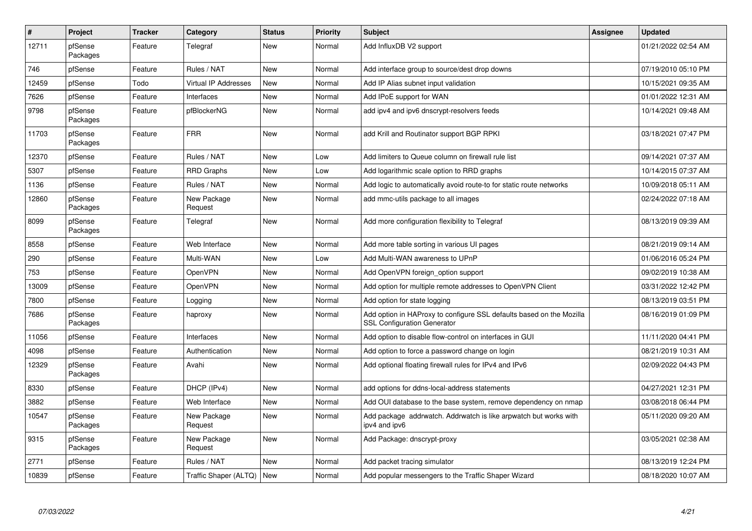| # | Project | Tracker | Category | Status | Priority | Subject | Assignee | Updated |
|---|---|---|---|---|---|---|---|---|
| 12711 | pfSense Packages | Feature | Telegraf | New | Normal | Add InfluxDB V2 support | | 01/21/2022 02:54 AM |
| 746 | pfSense | Feature | Rules / NAT | New | Normal | Add interface group to source/dest drop downs | | 07/19/2010 05:10 PM |
| 12459 | pfSense | Todo | Virtual IP Addresses | New | Normal | Add IP Alias subnet input validation | | 10/15/2021 09:35 AM |
| 7626 | pfSense | Feature | Interfaces | New | Normal | Add IPoE support for WAN | | 01/01/2022 12:31 AM |
| 9798 | pfSense Packages | Feature | pfBlockerNG | New | Normal | add ipv4 and ipv6 dnscrypt-resolvers feeds | | 10/14/2021 09:48 AM |
| 11703 | pfSense Packages | Feature | FRR | New | Normal | add Krill and Routinator support BGP RPKI | | 03/18/2021 07:47 PM |
| 12370 | pfSense | Feature | Rules / NAT | New | Low | Add limiters to Queue column on firewall rule list | | 09/14/2021 07:37 AM |
| 5307 | pfSense | Feature | RRD Graphs | New | Low | Add logarithmic scale option to RRD graphs | | 10/14/2015 07:37 AM |
| 1136 | pfSense | Feature | Rules / NAT | New | Normal | Add logic to automatically avoid route-to for static route networks | | 10/09/2018 05:11 AM |
| 12860 | pfSense Packages | Feature | New Package Request | New | Normal | add mmc-utils package to all images | | 02/24/2022 07:18 AM |
| 8099 | pfSense Packages | Feature | Telegraf | New | Normal | Add more configuration flexibility to Telegraf | | 08/13/2019 09:39 AM |
| 8558 | pfSense | Feature | Web Interface | New | Normal | Add more table sorting in various UI pages | | 08/21/2019 09:14 AM |
| 290 | pfSense | Feature | Multi-WAN | New | Low | Add Multi-WAN awareness to UPnP | | 01/06/2016 05:24 PM |
| 753 | pfSense | Feature | OpenVPN | New | Normal | Add OpenVPN foreign_option support | | 09/02/2019 10:38 AM |
| 13009 | pfSense | Feature | OpenVPN | New | Normal | Add option for multiple remote addresses to OpenVPN Client | | 03/31/2022 12:42 PM |
| 7800 | pfSense | Feature | Logging | New | Normal | Add option for state logging | | 08/13/2019 03:51 PM |
| 7686 | pfSense Packages | Feature | haproxy | New | Normal | Add option in HAProxy to configure SSL defaults based on the Mozilla SSL Configuration Generator | | 08/16/2019 01:09 PM |
| 11056 | pfSense | Feature | Interfaces | New | Normal | Add option to disable flow-control on interfaces in GUI | | 11/11/2020 04:41 PM |
| 4098 | pfSense | Feature | Authentication | New | Normal | Add option to force a password change on login | | 08/21/2019 10:31 AM |
| 12329 | pfSense Packages | Feature | Avahi | New | Normal | Add optional floating firewall rules for IPv4 and IPv6 | | 02/09/2022 04:43 PM |
| 8330 | pfSense | Feature | DHCP (IPv4) | New | Normal | add options for ddns-local-address statements | | 04/27/2021 12:31 PM |
| 3882 | pfSense | Feature | Web Interface | New | Normal | Add OUI database to the base system, remove dependency on nmap | | 03/08/2018 06:44 PM |
| 10547 | pfSense Packages | Feature | New Package Request | New | Normal | Add package addrwatch. Addrwatch is like arpwatch but works with ipv4 and ipv6 | | 05/11/2020 09:20 AM |
| 9315 | pfSense Packages | Feature | New Package Request | New | Normal | Add Package: dnscrypt-proxy | | 03/05/2021 02:38 AM |
| 2771 | pfSense | Feature | Rules / NAT | New | Normal | Add packet tracing simulator | | 08/13/2019 12:24 PM |
| 10839 | pfSense | Feature | Traffic Shaper (ALTQ) | New | Normal | Add popular messengers to the Traffic Shaper Wizard | | 08/18/2020 10:07 AM |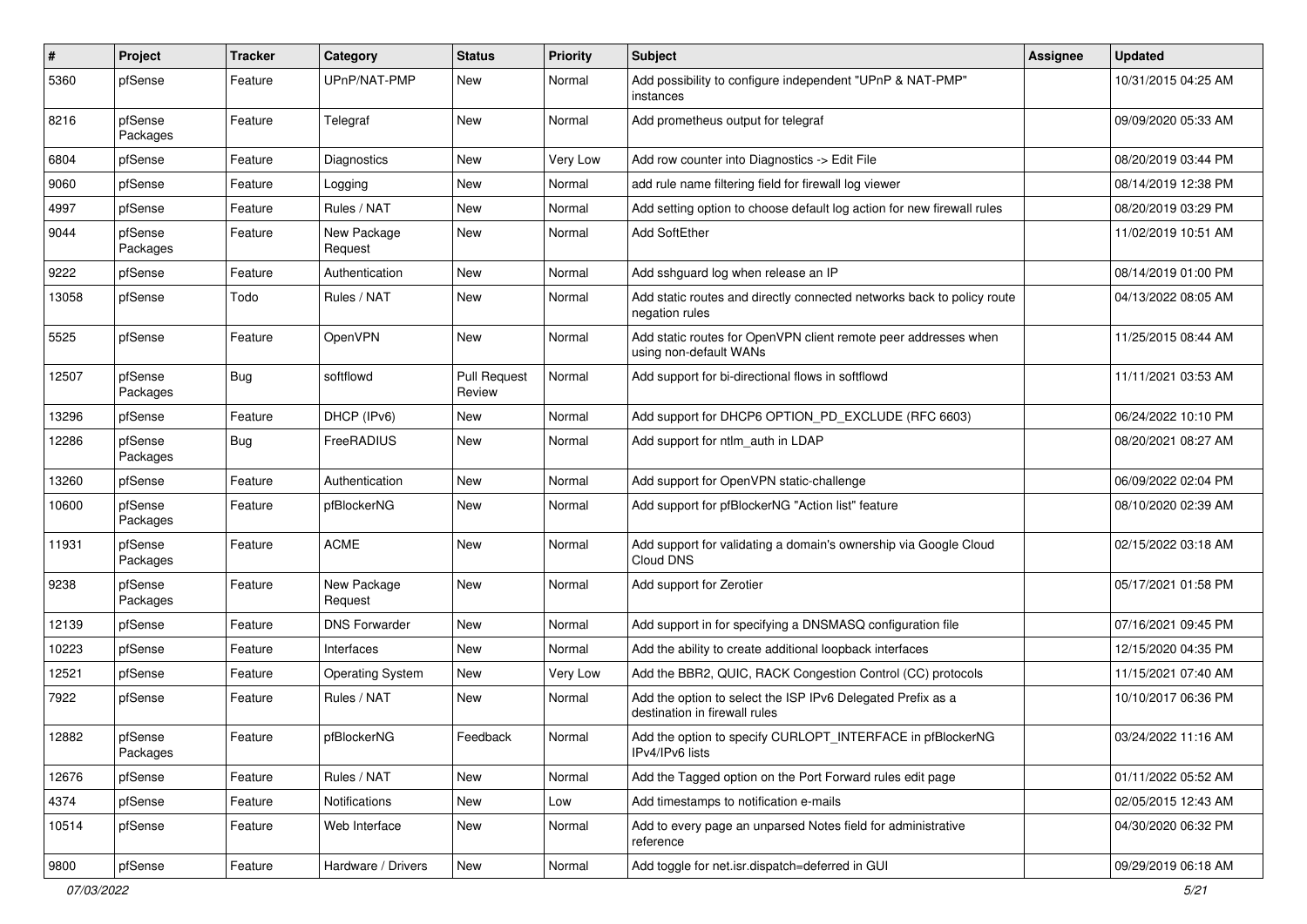| # | Project | Tracker | Category | Status | Priority | Subject | Assignee | Updated |
|---|---|---|---|---|---|---|---|---|
| 5360 | pfSense | Feature | UPnP/NAT-PMP | New | Normal | Add possibility to configure independent "UPnP & NAT-PMP" instances | | 10/31/2015 04:25 AM |
| 8216 | pfSense Packages | Feature | Telegraf | New | Normal | Add prometheus output for telegraf | | 09/09/2020 05:33 AM |
| 6804 | pfSense | Feature | Diagnostics | New | Very Low | Add row counter into Diagnostics -> Edit File | | 08/20/2019 03:44 PM |
| 9060 | pfSense | Feature | Logging | New | Normal | add rule name filtering field for firewall log viewer | | 08/14/2019 12:38 PM |
| 4997 | pfSense | Feature | Rules / NAT | New | Normal | Add setting option to choose default log action for new firewall rules | | 08/20/2019 03:29 PM |
| 9044 | pfSense Packages | Feature | New Package Request | New | Normal | Add SoftEther | | 11/02/2019 10:51 AM |
| 9222 | pfSense | Feature | Authentication | New | Normal | Add sshguard log when release an IP | | 08/14/2019 01:00 PM |
| 13058 | pfSense | Todo | Rules / NAT | New | Normal | Add static routes and directly connected networks back to policy route negation rules | | 04/13/2022 08:05 AM |
| 5525 | pfSense | Feature | OpenVPN | New | Normal | Add static routes for OpenVPN client remote peer addresses when using non-default WANs | | 11/25/2015 08:44 AM |
| 12507 | pfSense Packages | Bug | softflowd | Pull Request Review | Normal | Add support for bi-directional flows in softflowd | | 11/11/2021 03:53 AM |
| 13296 | pfSense | Feature | DHCP (IPv6) | New | Normal | Add support for DHCP6 OPTION_PD_EXCLUDE (RFC 6603) | | 06/24/2022 10:10 PM |
| 12286 | pfSense Packages | Bug | FreeRADIUS | New | Normal | Add support for ntlm_auth in LDAP | | 08/20/2021 08:27 AM |
| 13260 | pfSense | Feature | Authentication | New | Normal | Add support for OpenVPN static-challenge | | 06/09/2022 02:04 PM |
| 10600 | pfSense Packages | Feature | pfBlockerNG | New | Normal | Add support for pfBlockerNG "Action list" feature | | 08/10/2020 02:39 AM |
| 11931 | pfSense Packages | Feature | ACME | New | Normal | Add support for validating a domain's ownership via Google Cloud Cloud DNS | | 02/15/2022 03:18 AM |
| 9238 | pfSense Packages | Feature | New Package Request | New | Normal | Add support for Zerotier | | 05/17/2021 01:58 PM |
| 12139 | pfSense | Feature | DNS Forwarder | New | Normal | Add support in for specifying a DNSMASQ configuration file | | 07/16/2021 09:45 PM |
| 10223 | pfSense | Feature | Interfaces | New | Normal | Add the ability to create additional loopback interfaces | | 12/15/2020 04:35 PM |
| 12521 | pfSense | Feature | Operating System | New | Very Low | Add the BBR2, QUIC, RACK Congestion Control (CC) protocols | | 11/15/2021 07:40 AM |
| 7922 | pfSense | Feature | Rules / NAT | New | Normal | Add the option to select the ISP IPv6 Delegated Prefix as a destination in firewall rules | | 10/10/2017 06:36 PM |
| 12882 | pfSense Packages | Feature | pfBlockerNG | Feedback | Normal | Add the option to specify CURLOPT_INTERFACE in pfBlockerNG IPv4/IPv6 lists | | 03/24/2022 11:16 AM |
| 12676 | pfSense | Feature | Rules / NAT | New | Normal | Add the Tagged option on the Port Forward rules edit page | | 01/11/2022 05:52 AM |
| 4374 | pfSense | Feature | Notifications | New | Low | Add timestamps to notification e-mails | | 02/05/2015 12:43 AM |
| 10514 | pfSense | Feature | Web Interface | New | Normal | Add to every page an unparsed Notes field for administrative reference | | 04/30/2020 06:32 PM |
| 9800 | pfSense | Feature | Hardware / Drivers | New | Normal | Add toggle for net.isr.dispatch=deferred in GUI | | 09/29/2019 06:18 AM |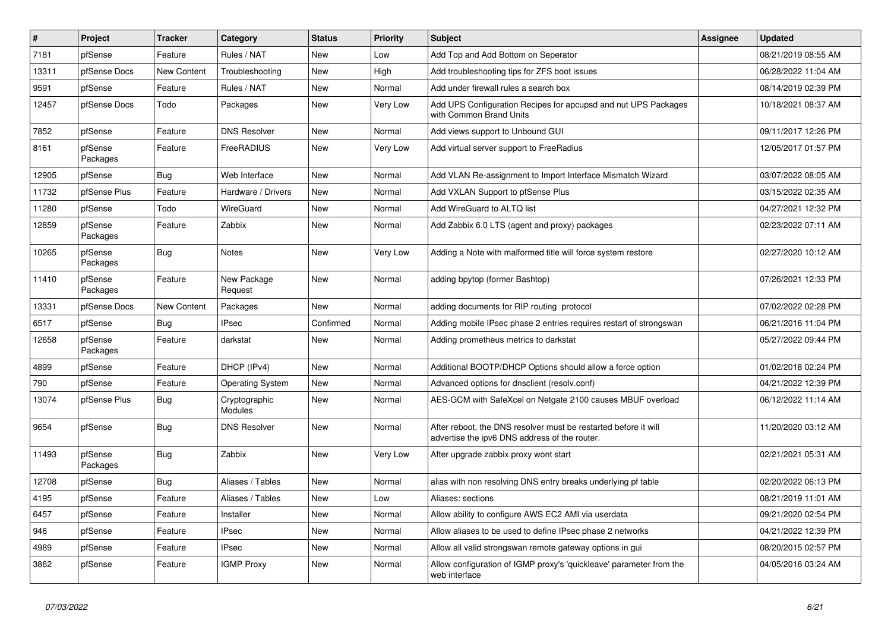| # | Project | Tracker | Category | Status | Priority | Subject | Assignee | Updated |
| --- | --- | --- | --- | --- | --- | --- | --- | --- |
| 7181 | pfSense | Feature | Rules / NAT | New | Low | Add Top and Add Bottom on Seperator | | 08/21/2019 08:55 AM |
| 13311 | pfSense Docs | New Content | Troubleshooting | New | High | Add troubleshooting tips for ZFS boot issues | | 06/28/2022 11:04 AM |
| 9591 | pfSense | Feature | Rules / NAT | New | Normal | Add under firewall rules a search box | | 08/14/2019 02:39 PM |
| 12457 | pfSense Docs | Todo | Packages | New | Very Low | Add UPS Configuration Recipes for apcupsd and nut UPS Packages with Common Brand Units | | 10/18/2021 08:37 AM |
| 7852 | pfSense | Feature | DNS Resolver | New | Normal | Add views support to Unbound GUI | | 09/11/2017 12:26 PM |
| 8161 | pfSense Packages | Feature | FreeRADIUS | New | Very Low | Add virtual server support to FreeRadius | | 12/05/2017 01:57 PM |
| 12905 | pfSense | Bug | Web Interface | New | Normal | Add VLAN Re-assignment to Import Interface Mismatch Wizard | | 03/07/2022 08:05 AM |
| 11732 | pfSense Plus | Feature | Hardware / Drivers | New | Normal | Add VXLAN Support to pfSense Plus | | 03/15/2022 02:35 AM |
| 11280 | pfSense | Todo | WireGuard | New | Normal | Add WireGuard to ALTQ list | | 04/27/2021 12:32 PM |
| 12859 | pfSense Packages | Feature | Zabbix | New | Normal | Add Zabbix 6.0 LTS (agent and proxy) packages | | 02/23/2022 07:11 AM |
| 10265 | pfSense Packages | Bug | Notes | New | Very Low | Adding a Note with malformed title will force system restore | | 02/27/2020 10:12 AM |
| 11410 | pfSense Packages | Feature | New Package Request | New | Normal | adding bpytop (former Bashtop) | | 07/26/2021 12:33 PM |
| 13331 | pfSense Docs | New Content | Packages | New | Normal | adding documents for RIP routing protocol | | 07/02/2022 02:28 PM |
| 6517 | pfSense | Bug | IPsec | Confirmed | Normal | Adding mobile IPsec phase 2 entries requires restart of strongswan | | 06/21/2016 11:04 PM |
| 12658 | pfSense Packages | Feature | darkstat | New | Normal | Adding prometheus metrics to darkstat | | 05/27/2022 09:44 PM |
| 4899 | pfSense | Feature | DHCP (IPv4) | New | Normal | Additional BOOTP/DHCP Options should allow a force option | | 01/02/2018 02:24 PM |
| 790 | pfSense | Feature | Operating System | New | Normal | Advanced options for dnsclient (resolv.conf) | | 04/21/2022 12:39 PM |
| 13074 | pfSense Plus | Bug | Cryptographic Modules | New | Normal | AES-GCM with SafeXcel on Netgate 2100 causes MBUF overload | | 06/12/2022 11:14 AM |
| 9654 | pfSense | Bug | DNS Resolver | New | Normal | After reboot, the DNS resolver must be restarted before it will advertise the ipv6 DNS address of the router. | | 11/20/2020 03:12 AM |
| 11493 | pfSense Packages | Bug | Zabbix | New | Very Low | After upgrade zabbix proxy wont start | | 02/21/2021 05:31 AM |
| 12708 | pfSense | Bug | Aliases / Tables | New | Normal | alias with non resolving DNS entry breaks underlying pf table | | 02/20/2022 06:13 PM |
| 4195 | pfSense | Feature | Aliases / Tables | New | Low | Aliases: sections | | 08/21/2019 11:01 AM |
| 6457 | pfSense | Feature | Installer | New | Normal | Allow ability to configure AWS EC2 AMI via userdata | | 09/21/2020 02:54 PM |
| 946 | pfSense | Feature | IPsec | New | Normal | Allow aliases to be used to define IPsec phase 2 networks | | 04/21/2022 12:39 PM |
| 4989 | pfSense | Feature | IPsec | New | Normal | Allow all valid strongswan remote gateway options in gui | | 08/20/2015 02:57 PM |
| 3862 | pfSense | Feature | IGMP Proxy | New | Normal | Allow configuration of IGMP proxy's 'quickleave' parameter from the web interface | | 04/05/2016 03:24 AM |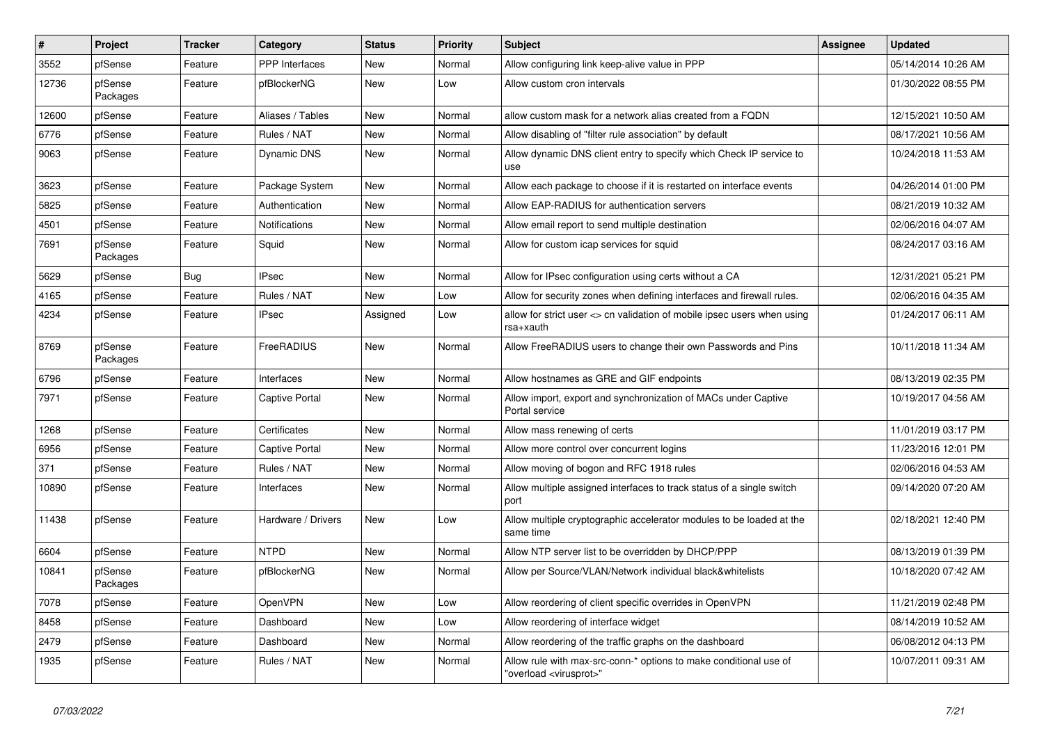| # | Project | Tracker | Category | Status | Priority | Subject | Assignee | Updated |
|---|---|---|---|---|---|---|---|---|
| 3552 | pfSense | Feature | PPP Interfaces | New | Normal | Allow configuring link keep-alive value in PPP | | 05/14/2014 10:26 AM |
| 12736 | pfSense Packages | Feature | pfBlockerNG | New | Low | Allow custom cron intervals | | 01/30/2022 08:55 PM |
| 12600 | pfSense | Feature | Aliases / Tables | New | Normal | allow custom mask for a network alias created from a FQDN | | 12/15/2021 10:50 AM |
| 6776 | pfSense | Feature | Rules / NAT | New | Normal | Allow disabling of "filter rule association" by default | | 08/17/2021 10:56 AM |
| 9063 | pfSense | Feature | Dynamic DNS | New | Normal | Allow dynamic DNS client entry to specify which Check IP service to use | | 10/24/2018 11:53 AM |
| 3623 | pfSense | Feature | Package System | New | Normal | Allow each package to choose if it is restarted on interface events | | 04/26/2014 01:00 PM |
| 5825 | pfSense | Feature | Authentication | New | Normal | Allow EAP-RADIUS for authentication servers | | 08/21/2019 10:32 AM |
| 4501 | pfSense | Feature | Notifications | New | Normal | Allow email report to send multiple destination | | 02/06/2016 04:07 AM |
| 7691 | pfSense Packages | Feature | Squid | New | Normal | Allow for custom icap services for squid | | 08/24/2017 03:16 AM |
| 5629 | pfSense | Bug | IPsec | New | Normal | Allow for IPsec configuration using certs without a CA | | 12/31/2021 05:21 PM |
| 4165 | pfSense | Feature | Rules / NAT | New | Low | Allow for security zones when defining interfaces and firewall rules. | | 02/06/2016 04:35 AM |
| 4234 | pfSense | Feature | IPsec | Assigned | Low | allow for strict user <> cn validation of mobile ipsec users when using rsa+xauth | | 01/24/2017 06:11 AM |
| 8769 | pfSense Packages | Feature | FreeRADIUS | New | Normal | Allow FreeRADIUS users to change their own Passwords and Pins | | 10/11/2018 11:34 AM |
| 6796 | pfSense | Feature | Interfaces | New | Normal | Allow hostnames as GRE and GIF endpoints | | 08/13/2019 02:35 PM |
| 7971 | pfSense | Feature | Captive Portal | New | Normal | Allow import, export and synchronization of MACs under Captive Portal service | | 10/19/2017 04:56 AM |
| 1268 | pfSense | Feature | Certificates | New | Normal | Allow mass renewing of certs | | 11/01/2019 03:17 PM |
| 6956 | pfSense | Feature | Captive Portal | New | Normal | Allow more control over concurrent logins | | 11/23/2016 12:01 PM |
| 371 | pfSense | Feature | Rules / NAT | New | Normal | Allow moving of bogon and RFC 1918 rules | | 02/06/2016 04:53 AM |
| 10890 | pfSense | Feature | Interfaces | New | Normal | Allow multiple assigned interfaces to track status of a single switch port | | 09/14/2020 07:20 AM |
| 11438 | pfSense | Feature | Hardware / Drivers | New | Low | Allow multiple cryptographic accelerator modules to be loaded at the same time | | 02/18/2021 12:40 PM |
| 6604 | pfSense | Feature | NTPD | New | Normal | Allow NTP server list to be overridden by DHCP/PPP | | 08/13/2019 01:39 PM |
| 10841 | pfSense Packages | Feature | pfBlockerNG | New | Normal | Allow per Source/VLAN/Network individual black&whitelists | | 10/18/2020 07:42 AM |
| 7078 | pfSense | Feature | OpenVPN | New | Low | Allow reordering of client specific overrides in OpenVPN | | 11/21/2019 02:48 PM |
| 8458 | pfSense | Feature | Dashboard | New | Low | Allow reordering of interface widget | | 08/14/2019 10:52 AM |
| 2479 | pfSense | Feature | Dashboard | New | Normal | Allow reordering of the traffic graphs on the dashboard | | 06/08/2012 04:13 PM |
| 1935 | pfSense | Feature | Rules / NAT | New | Normal | Allow rule with max-src-conn-* options to make conditional use of "overload <virusprot>" | | 10/07/2011 09:31 AM |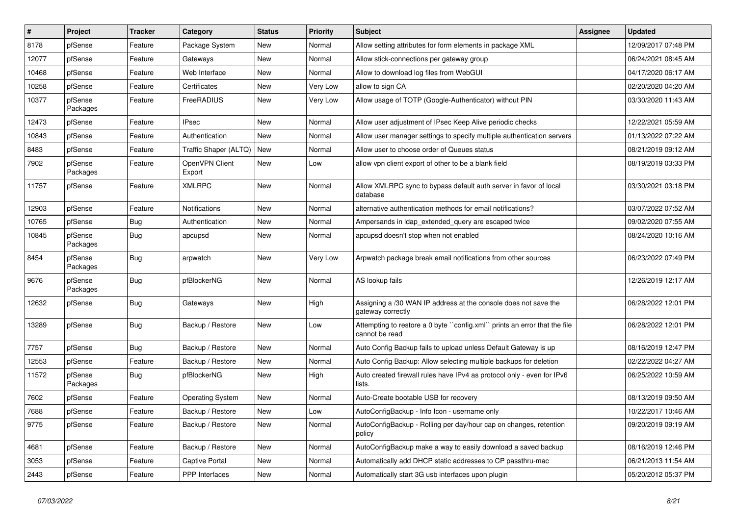| # | Project | Tracker | Category | Status | Priority | Subject | Assignee | Updated |
|---|---|---|---|---|---|---|---|---|
| 8178 | pfSense | Feature | Package System | New | Normal | Allow setting attributes for form elements in package XML | | 12/09/2017 07:48 PM |
| 12077 | pfSense | Feature | Gateways | New | Normal | Allow stick-connections per gateway group | | 06/24/2021 08:45 AM |
| 10468 | pfSense | Feature | Web Interface | New | Normal | Allow to download log files from WebGUI | | 04/17/2020 06:17 AM |
| 10258 | pfSense | Feature | Certificates | New | Very Low | allow to sign CA | | 02/20/2020 04:20 AM |
| 10377 | pfSense Packages | Feature | FreeRADIUS | New | Very Low | Allow usage of TOTP (Google-Authenticator) without PIN | | 03/30/2020 11:43 AM |
| 12473 | pfSense | Feature | IPsec | New | Normal | Allow user adjustment of IPsec Keep Alive periodic checks | | 12/22/2021 05:59 AM |
| 10843 | pfSense | Feature | Authentication | New | Normal | Allow user manager settings to specify multiple authentication servers | | 01/13/2022 07:22 AM |
| 8483 | pfSense | Feature | Traffic Shaper (ALTQ) | New | Normal | Allow user to choose order of Queues status | | 08/21/2019 09:12 AM |
| 7902 | pfSense Packages | Feature | OpenVPN Client Export | New | Low | allow vpn client export of other to be a blank field | | 08/19/2019 03:33 PM |
| 11757 | pfSense | Feature | XMLRPC | New | Normal | Allow XMLRPC sync to bypass default auth server in favor of local database | | 03/30/2021 03:18 PM |
| 12903 | pfSense | Feature | Notifications | New | Normal | alternative authentication methods for email notifications? | | 03/07/2022 07:52 AM |
| 10765 | pfSense | Bug | Authentication | New | Normal | Ampersands in ldap_extended_query are escaped twice | | 09/02/2020 07:55 AM |
| 10845 | pfSense Packages | Bug | apcupsd | New | Normal | apcupsd doesn't stop when not enabled | | 08/24/2020 10:16 AM |
| 8454 | pfSense Packages | Bug | arpwatch | New | Very Low | Arpwatch package break email notifications from other sources | | 06/23/2022 07:49 PM |
| 9676 | pfSense Packages | Bug | pfBlockerNG | New | Normal | AS lookup fails | | 12/26/2019 12:17 AM |
| 12632 | pfSense | Bug | Gateways | New | High | Assigning a /30 WAN IP address at the console does not save the gateway correctly | | 06/28/2022 12:01 PM |
| 13289 | pfSense | Bug | Backup / Restore | New | Low | Attempting to restore a 0 byte ``config.xml`` prints an error that the file cannot be read | | 06/28/2022 12:01 PM |
| 7757 | pfSense | Bug | Backup / Restore | New | Normal | Auto Config Backup fails to upload unless Default Gateway is up | | 08/16/2019 12:47 PM |
| 12553 | pfSense | Feature | Backup / Restore | New | Normal | Auto Config Backup: Allow selecting multiple backups for deletion | | 02/22/2022 04:27 AM |
| 11572 | pfSense Packages | Bug | pfBlockerNG | New | High | Auto created firewall rules have IPv4 as protocol only - even for IPv6 lists. | | 06/25/2022 10:59 AM |
| 7602 | pfSense | Feature | Operating System | New | Normal | Auto-Create bootable USB for recovery | | 08/13/2019 09:50 AM |
| 7688 | pfSense | Feature | Backup / Restore | New | Low | AutoConfigBackup - Info Icon - username only | | 10/22/2017 10:46 AM |
| 9775 | pfSense | Feature | Backup / Restore | New | Normal | AutoConfigBackup - Rolling per day/hour cap on changes, retention policy | | 09/20/2019 09:19 AM |
| 4681 | pfSense | Feature | Backup / Restore | New | Normal | AutoConfigBackup make a way to easily download a saved backup | | 08/16/2019 12:46 PM |
| 3053 | pfSense | Feature | Captive Portal | New | Normal | Automatically add DHCP static addresses to CP passthru-mac | | 06/21/2013 11:54 AM |
| 2443 | pfSense | Feature | PPP Interfaces | New | Normal | Automatically start 3G usb interfaces upon plugin | | 05/20/2012 05:37 PM |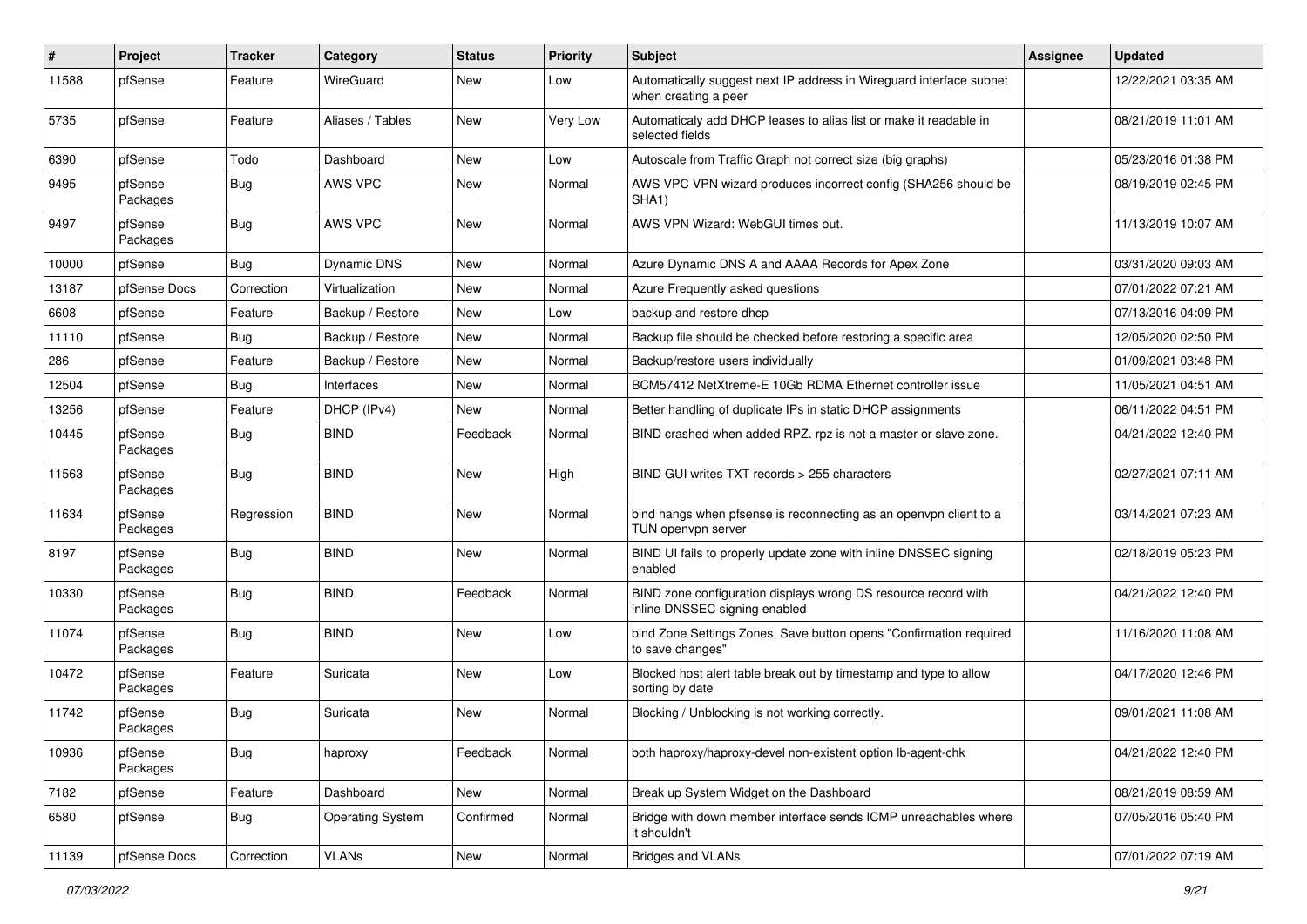| # | Project | Tracker | Category | Status | Priority | Subject | Assignee | Updated |
|---|---|---|---|---|---|---|---|---|
| 11588 | pfSense | Feature | WireGuard | New | Low | Automatically suggest next IP address in Wireguard interface subnet when creating a peer | | 12/22/2021 03:35 AM |
| 5735 | pfSense | Feature | Aliases / Tables | New | Very Low | Automaticaly add DHCP leases to alias list or make it readable in selected fields | | 08/21/2019 11:01 AM |
| 6390 | pfSense | Todo | Dashboard | New | Low | Autoscale from Traffic Graph not correct size (big graphs) | | 05/23/2016 01:38 PM |
| 9495 | pfSense Packages | Bug | AWS VPC | New | Normal | AWS VPC VPN wizard produces incorrect config (SHA256 should be SHA1) | | 08/19/2019 02:45 PM |
| 9497 | pfSense Packages | Bug | AWS VPC | New | Normal | AWS VPN Wizard: WebGUI times out. | | 11/13/2019 10:07 AM |
| 10000 | pfSense | Bug | Dynamic DNS | New | Normal | Azure Dynamic DNS A and AAAA Records for Apex Zone | | 03/31/2020 09:03 AM |
| 13187 | pfSense Docs | Correction | Virtualization | New | Normal | Azure Frequently asked questions | | 07/01/2022 07:21 AM |
| 6608 | pfSense | Feature | Backup / Restore | New | Low | backup and restore dhcp | | 07/13/2016 04:09 PM |
| 11110 | pfSense | Bug | Backup / Restore | New | Normal | Backup file should be checked before restoring a specific area | | 12/05/2020 02:50 PM |
| 286 | pfSense | Feature | Backup / Restore | New | Normal | Backup/restore users individually | | 01/09/2021 03:48 PM |
| 12504 | pfSense | Bug | Interfaces | New | Normal | BCM57412 NetXtreme-E 10Gb RDMA Ethernet controller issue | | 11/05/2021 04:51 AM |
| 13256 | pfSense | Feature | DHCP (IPv4) | New | Normal | Better handling of duplicate IPs in static DHCP assignments | | 06/11/2022 04:51 PM |
| 10445 | pfSense Packages | Bug | BIND | Feedback | Normal | BIND crashed when added RPZ. rpz is not a master or slave zone. | | 04/21/2022 12:40 PM |
| 11563 | pfSense Packages | Bug | BIND | New | High | BIND GUI writes TXT records > 255 characters | | 02/27/2021 07:11 AM |
| 11634 | pfSense Packages | Regression | BIND | New | Normal | bind hangs when pfsense is reconnecting as an openvpn client to a TUN openvpn server | | 03/14/2021 07:23 AM |
| 8197 | pfSense Packages | Bug | BIND | New | Normal | BIND UI fails to properly update zone with inline DNSSEC signing enabled | | 02/18/2019 05:23 PM |
| 10330 | pfSense Packages | Bug | BIND | Feedback | Normal | BIND zone configuration displays wrong DS resource record with inline DNSSEC signing enabled | | 04/21/2022 12:40 PM |
| 11074 | pfSense Packages | Bug | BIND | New | Low | bind Zone Settings Zones, Save button opens "Confirmation required to save changes" | | 11/16/2020 11:08 AM |
| 10472 | pfSense Packages | Feature | Suricata | New | Low | Blocked host alert table break out by timestamp and type to allow sorting by date | | 04/17/2020 12:46 PM |
| 11742 | pfSense Packages | Bug | Suricata | New | Normal | Blocking / Unblocking is not working correctly. | | 09/01/2021 11:08 AM |
| 10936 | pfSense Packages | Bug | haproxy | Feedback | Normal | both haproxy/haproxy-devel non-existent option lb-agent-chk | | 04/21/2022 12:40 PM |
| 7182 | pfSense | Feature | Dashboard | New | Normal | Break up System Widget on the Dashboard | | 08/21/2019 08:59 AM |
| 6580 | pfSense | Bug | Operating System | Confirmed | Normal | Bridge with down member interface sends ICMP unreachables where it shouldn't | | 07/05/2016 05:40 PM |
| 11139 | pfSense Docs | Correction | VLANs | New | Normal | Bridges and VLANs | | 07/01/2022 07:19 AM |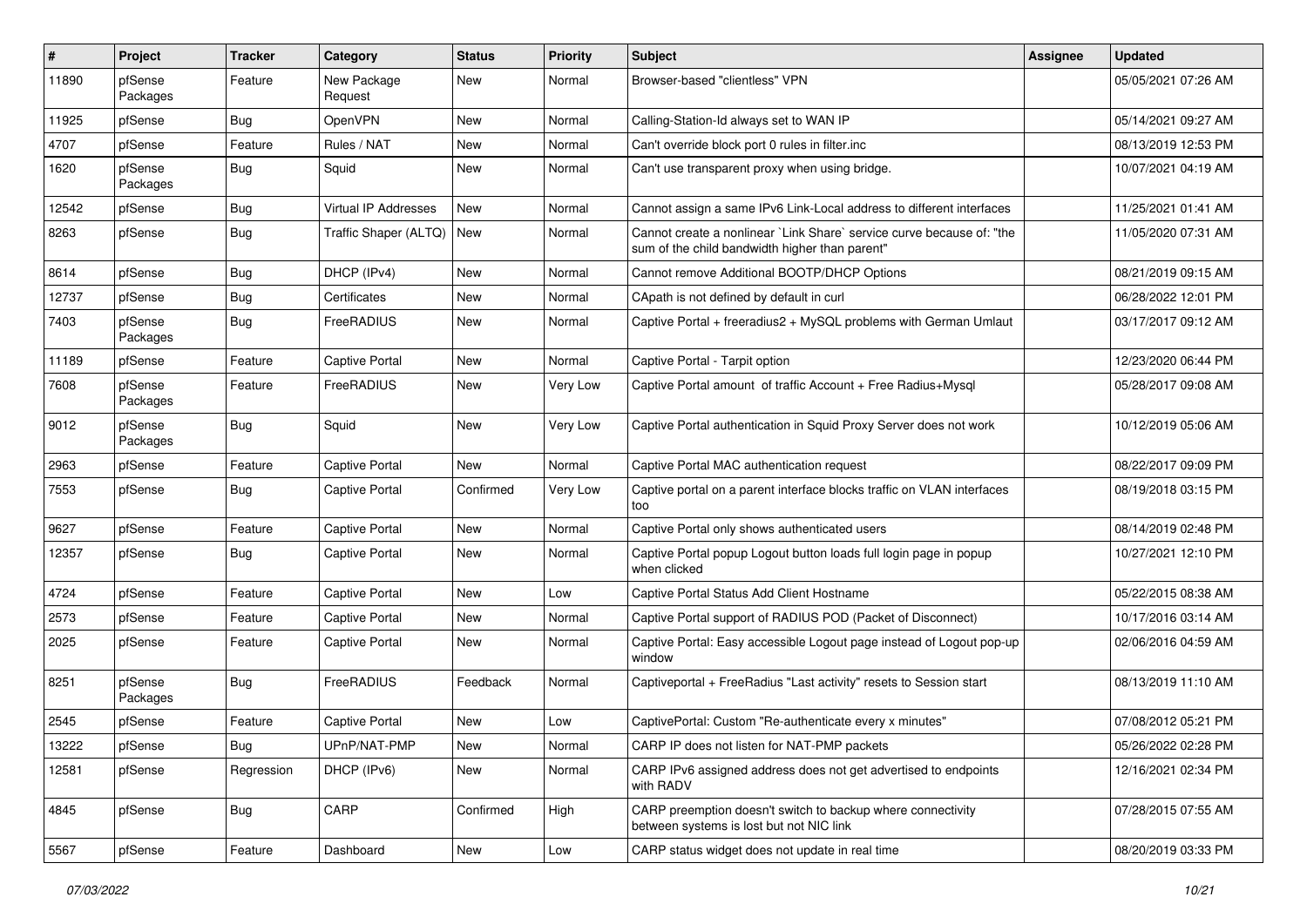| # | Project | Tracker | Category | Status | Priority | Subject | Assignee | Updated |
|---|---|---|---|---|---|---|---|---|
| 11890 | pfSense Packages | Feature | New Package Request | New | Normal | Browser-based "clientless" VPN | | 05/05/2021 07:26 AM |
| 11925 | pfSense | Bug | OpenVPN | New | Normal | Calling-Station-Id always set to WAN IP | | 05/14/2021 09:27 AM |
| 4707 | pfSense | Feature | Rules / NAT | New | Normal | Can't override block port 0 rules in filter.inc | | 08/13/2019 12:53 PM |
| 1620 | pfSense Packages | Bug | Squid | New | Normal | Can't use transparent proxy when using bridge. | | 10/07/2021 04:19 AM |
| 12542 | pfSense | Bug | Virtual IP Addresses | New | Normal | Cannot assign a same IPv6 Link-Local address to different interfaces | | 11/25/2021 01:41 AM |
| 8263 | pfSense | Bug | Traffic Shaper (ALTQ) | New | Normal | Cannot create a nonlinear `Link Share` service curve because of: "the sum of the child bandwidth higher than parent" | | 11/05/2020 07:31 AM |
| 8614 | pfSense | Bug | DHCP (IPv4) | New | Normal | Cannot remove Additional BOOTP/DHCP Options | | 08/21/2019 09:15 AM |
| 12737 | pfSense | Bug | Certificates | New | Normal | CApath is not defined by default in curl | | 06/28/2022 12:01 PM |
| 7403 | pfSense Packages | Bug | FreeRADIUS | New | Normal | Captive Portal + freeradius2 + MySQL problems with German Umlaut | | 03/17/2017 09:12 AM |
| 11189 | pfSense | Feature | Captive Portal | New | Normal | Captive Portal - Tarpit option | | 12/23/2020 06:44 PM |
| 7608 | pfSense Packages | Feature | FreeRADIUS | New | Very Low | Captive Portal amount of traffic Account + Free Radius+Mysql | | 05/28/2017 09:08 AM |
| 9012 | pfSense Packages | Bug | Squid | New | Very Low | Captive Portal authentication in Squid Proxy Server does not work | | 10/12/2019 05:06 AM |
| 2963 | pfSense | Feature | Captive Portal | New | Normal | Captive Portal MAC authentication request | | 08/22/2017 09:09 PM |
| 7553 | pfSense | Bug | Captive Portal | Confirmed | Very Low | Captive portal on a parent interface blocks traffic on VLAN interfaces too | | 08/19/2018 03:15 PM |
| 9627 | pfSense | Feature | Captive Portal | New | Normal | Captive Portal only shows authenticated users | | 08/14/2019 02:48 PM |
| 12357 | pfSense | Bug | Captive Portal | New | Normal | Captive Portal popup Logout button loads full login page in popup when clicked | | 10/27/2021 12:10 PM |
| 4724 | pfSense | Feature | Captive Portal | New | Low | Captive Portal Status Add Client Hostname | | 05/22/2015 08:38 AM |
| 2573 | pfSense | Feature | Captive Portal | New | Normal | Captive Portal support of RADIUS POD (Packet of Disconnect) | | 10/17/2016 03:14 AM |
| 2025 | pfSense | Feature | Captive Portal | New | Normal | Captive Portal: Easy accessible Logout page instead of Logout pop-up window | | 02/06/2016 04:59 AM |
| 8251 | pfSense Packages | Bug | FreeRADIUS | Feedback | Normal | Captiveportal + FreeRadius "Last activity" resets to Session start | | 08/13/2019 11:10 AM |
| 2545 | pfSense | Feature | Captive Portal | New | Low | CaptivePortal: Custom "Re-authenticate every x minutes" | | 07/08/2012 05:21 PM |
| 13222 | pfSense | Bug | UPnP/NAT-PMP | New | Normal | CARP IP does not listen for NAT-PMP packets | | 05/26/2022 02:28 PM |
| 12581 | pfSense | Regression | DHCP (IPv6) | New | Normal | CARP IPv6 assigned address does not get advertised to endpoints with RADV | | 12/16/2021 02:34 PM |
| 4845 | pfSense | Bug | CARP | Confirmed | High | CARP preemption doesn't switch to backup where connectivity between systems is lost but not NIC link | | 07/28/2015 07:55 AM |
| 5567 | pfSense | Feature | Dashboard | New | Low | CARP status widget does not update in real time | | 08/20/2019 03:33 PM |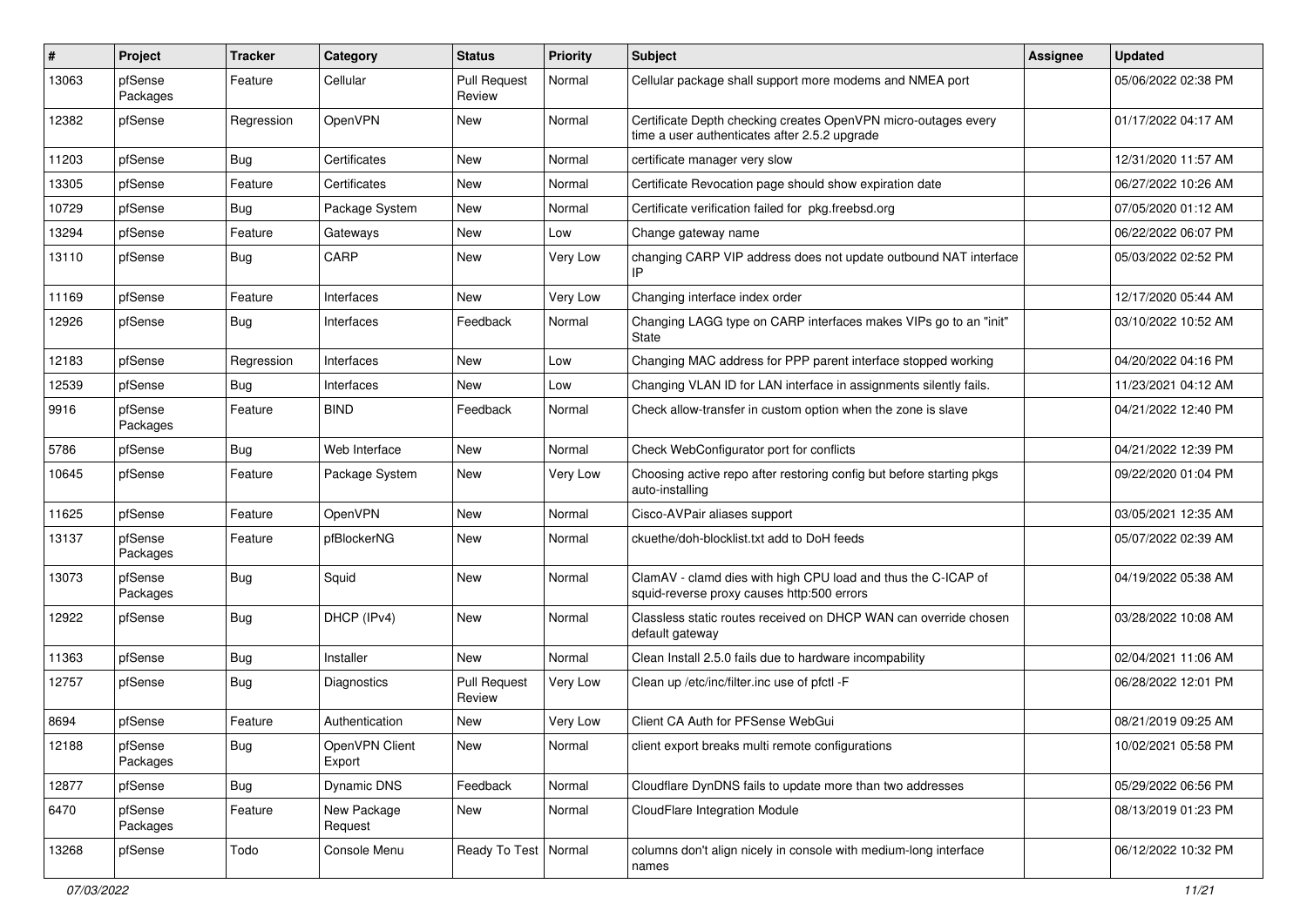| # | Project | Tracker | Category | Status | Priority | Subject | Assignee | Updated |
|---|---|---|---|---|---|---|---|---|
| 13063 | pfSense Packages | Feature | Cellular | Pull Request Review | Normal | Cellular package shall support more modems and NMEA port | | 05/06/2022 02:38 PM |
| 12382 | pfSense | Regression | OpenVPN | New | Normal | Certificate Depth checking creates OpenVPN micro-outages every time a user authenticates after 2.5.2 upgrade | | 01/17/2022 04:17 AM |
| 11203 | pfSense | Bug | Certificates | New | Normal | certificate manager very slow | | 12/31/2020 11:57 AM |
| 13305 | pfSense | Feature | Certificates | New | Normal | Certificate Revocation page should show expiration date | | 06/27/2022 10:26 AM |
| 10729 | pfSense | Bug | Package System | New | Normal | Certificate verification failed for pkg.freebsd.org | | 07/05/2020 01:12 AM |
| 13294 | pfSense | Feature | Gateways | New | Low | Change gateway name | | 06/22/2022 06:07 PM |
| 13110 | pfSense | Bug | CARP | New | Very Low | changing CARP VIP address does not update outbound NAT interface IP | | 05/03/2022 02:52 PM |
| 11169 | pfSense | Feature | Interfaces | New | Very Low | Changing interface index order | | 12/17/2020 05:44 AM |
| 12926 | pfSense | Bug | Interfaces | Feedback | Normal | Changing LAGG type on CARP interfaces makes VIPs go to an "init" State | | 03/10/2022 10:52 AM |
| 12183 | pfSense | Regression | Interfaces | New | Low | Changing MAC address for PPP parent interface stopped working | | 04/20/2022 04:16 PM |
| 12539 | pfSense | Bug | Interfaces | New | Low | Changing VLAN ID for LAN interface in assignments silently fails. | | 11/23/2021 04:12 AM |
| 9916 | pfSense Packages | Feature | BIND | Feedback | Normal | Check allow-transfer in custom option when the zone is slave | | 04/21/2022 12:40 PM |
| 5786 | pfSense | Bug | Web Interface | New | Normal | Check WebConfigurator port for conflicts | | 04/21/2022 12:39 PM |
| 10645 | pfSense | Feature | Package System | New | Very Low | Choosing active repo after restoring config but before starting pkgs auto-installing | | 09/22/2020 01:04 PM |
| 11625 | pfSense | Feature | OpenVPN | New | Normal | Cisco-AVPair aliases support | | 03/05/2021 12:35 AM |
| 13137 | pfSense Packages | Feature | pfBlockerNG | New | Normal | ckuethe/doh-blocklist.txt add to DoH feeds | | 05/07/2022 02:39 AM |
| 13073 | pfSense Packages | Bug | Squid | New | Normal | ClamAV - clamd dies with high CPU load and thus the C-ICAP of squid-reverse proxy causes http:500 errors | | 04/19/2022 05:38 AM |
| 12922 | pfSense | Bug | DHCP (IPv4) | New | Normal | Classless static routes received on DHCP WAN can override chosen default gateway | | 03/28/2022 10:08 AM |
| 11363 | pfSense | Bug | Installer | New | Normal | Clean Install 2.5.0 fails due to hardware incompability | | 02/04/2021 11:06 AM |
| 12757 | pfSense | Bug | Diagnostics | Pull Request Review | Very Low | Clean up /etc/inc/filter.inc use of pfctl -F | | 06/28/2022 12:01 PM |
| 8694 | pfSense | Feature | Authentication | New | Very Low | Client CA Auth for PFSense WebGui | | 08/21/2019 09:25 AM |
| 12188 | pfSense Packages | Bug | OpenVPN Client Export | New | Normal | client export breaks multi remote configurations | | 10/02/2021 05:58 PM |
| 12877 | pfSense | Bug | Dynamic DNS | Feedback | Normal | Cloudflare DynDNS fails to update more than two addresses | | 05/29/2022 06:56 PM |
| 6470 | pfSense Packages | Feature | New Package Request | New | Normal | CloudFlare Integration Module | | 08/13/2019 01:23 PM |
| 13268 | pfSense | Todo | Console Menu | Ready To Test | Normal | columns don't align nicely in console with medium-long interface names | | 06/12/2022 10:32 PM |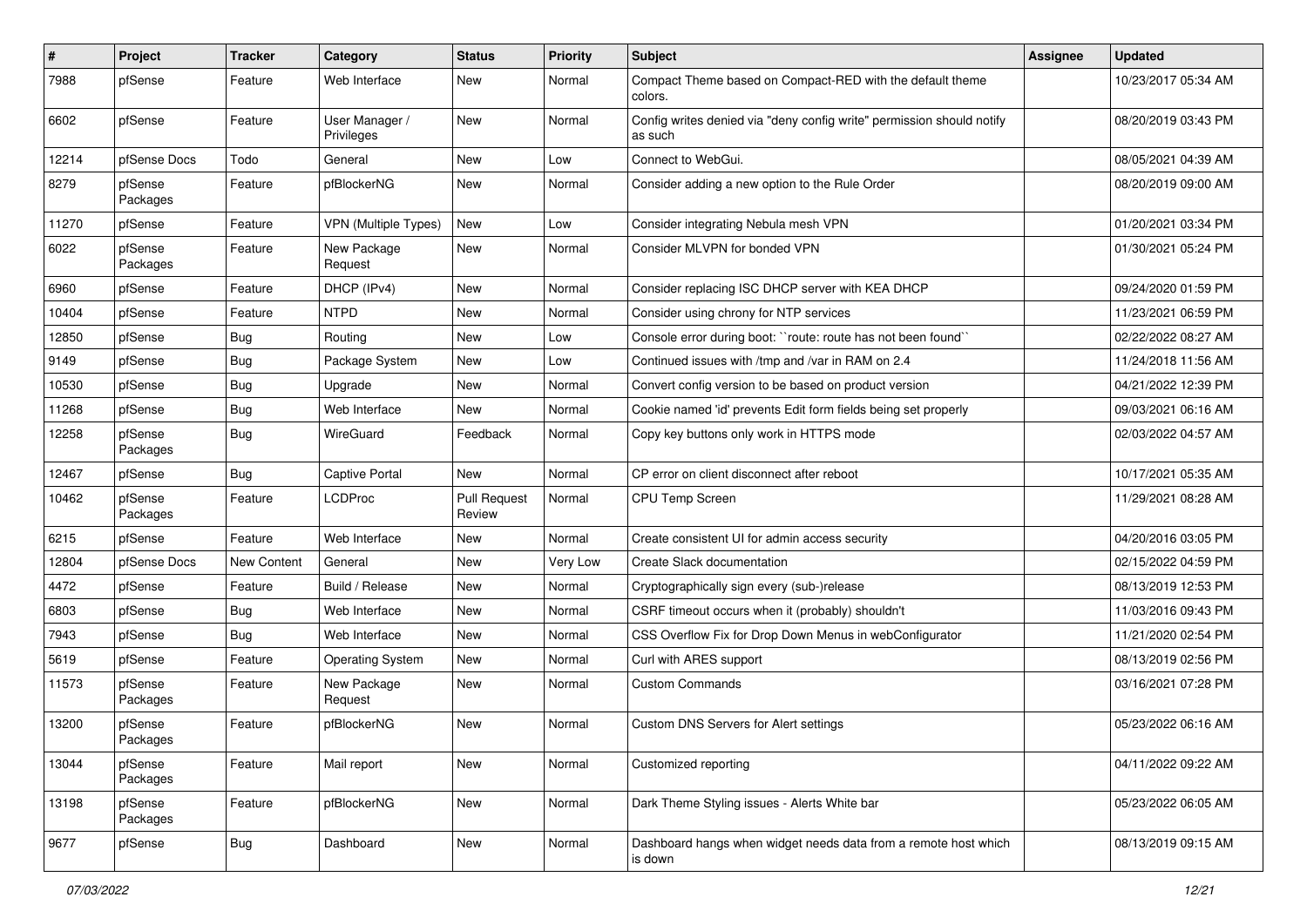| # | Project | Tracker | Category | Status | Priority | Subject | Assignee | Updated |
|---|---|---|---|---|---|---|---|---|
| 7988 | pfSense | Feature | Web Interface | New | Normal | Compact Theme based on Compact-RED with the default theme colors. | | 10/23/2017 05:34 AM |
| 6602 | pfSense | Feature | User Manager / Privileges | New | Normal | Config writes denied via "deny config write" permission should notify as such | | 08/20/2019 03:43 PM |
| 12214 | pfSense Docs | Todo | General | New | Low | Connect to WebGui. | | 08/05/2021 04:39 AM |
| 8279 | pfSense Packages | Feature | pfBlockerNG | New | Normal | Consider adding a new option to the Rule Order | | 08/20/2019 09:00 AM |
| 11270 | pfSense | Feature | VPN (Multiple Types) | New | Low | Consider integrating Nebula mesh VPN | | 01/20/2021 03:34 PM |
| 6022 | pfSense Packages | Feature | New Package Request | New | Normal | Consider MLVPN for bonded VPN | | 01/30/2021 05:24 PM |
| 6960 | pfSense | Feature | DHCP (IPv4) | New | Normal | Consider replacing ISC DHCP server with KEA DHCP | | 09/24/2020 01:59 PM |
| 10404 | pfSense | Feature | NTPD | New | Normal | Consider using chrony for NTP services | | 11/23/2021 06:59 PM |
| 12850 | pfSense | Bug | Routing | New | Low | Console error during boot: ``route: route has not been found`` | | 02/22/2022 08:27 AM |
| 9149 | pfSense | Bug | Package System | New | Low | Continued issues with /tmp and /var in RAM on 2.4 | | 11/24/2018 11:56 AM |
| 10530 | pfSense | Bug | Upgrade | New | Normal | Convert config version to be based on product version | | 04/21/2022 12:39 PM |
| 11268 | pfSense | Bug | Web Interface | New | Normal | Cookie named 'id' prevents Edit form fields being set properly | | 09/03/2021 06:16 AM |
| 12258 | pfSense Packages | Bug | WireGuard | Feedback | Normal | Copy key buttons only work in HTTPS mode | | 02/03/2022 04:57 AM |
| 12467 | pfSense | Bug | Captive Portal | New | Normal | CP error on client disconnect after reboot | | 10/17/2021 05:35 AM |
| 10462 | pfSense Packages | Feature | LCDProc | Pull Request Review | Normal | CPU Temp Screen | | 11/29/2021 08:28 AM |
| 6215 | pfSense | Feature | Web Interface | New | Normal | Create consistent UI for admin access security | | 04/20/2016 03:05 PM |
| 12804 | pfSense Docs | New Content | General | New | Very Low | Create Slack documentation | | 02/15/2022 04:59 PM |
| 4472 | pfSense | Feature | Build / Release | New | Normal | Cryptographically sign every (sub-)release | | 08/13/2019 12:53 PM |
| 6803 | pfSense | Bug | Web Interface | New | Normal | CSRF timeout occurs when it (probably) shouldn't | | 11/03/2016 09:43 PM |
| 7943 | pfSense | Bug | Web Interface | New | Normal | CSS Overflow Fix for Drop Down Menus in webConfigurator | | 11/21/2020 02:54 PM |
| 5619 | pfSense | Feature | Operating System | New | Normal | Curl with ARES support | | 08/13/2019 02:56 PM |
| 11573 | pfSense Packages | Feature | New Package Request | New | Normal | Custom Commands | | 03/16/2021 07:28 PM |
| 13200 | pfSense Packages | Feature | pfBlockerNG | New | Normal | Custom DNS Servers for Alert settings | | 05/23/2022 06:16 AM |
| 13044 | pfSense Packages | Feature | Mail report | New | Normal | Customized reporting | | 04/11/2022 09:22 AM |
| 13198 | pfSense Packages | Feature | pfBlockerNG | New | Normal | Dark Theme Styling issues - Alerts White bar | | 05/23/2022 06:05 AM |
| 9677 | pfSense | Bug | Dashboard | New | Normal | Dashboard hangs when widget needs data from a remote host which is down | | 08/13/2019 09:15 AM |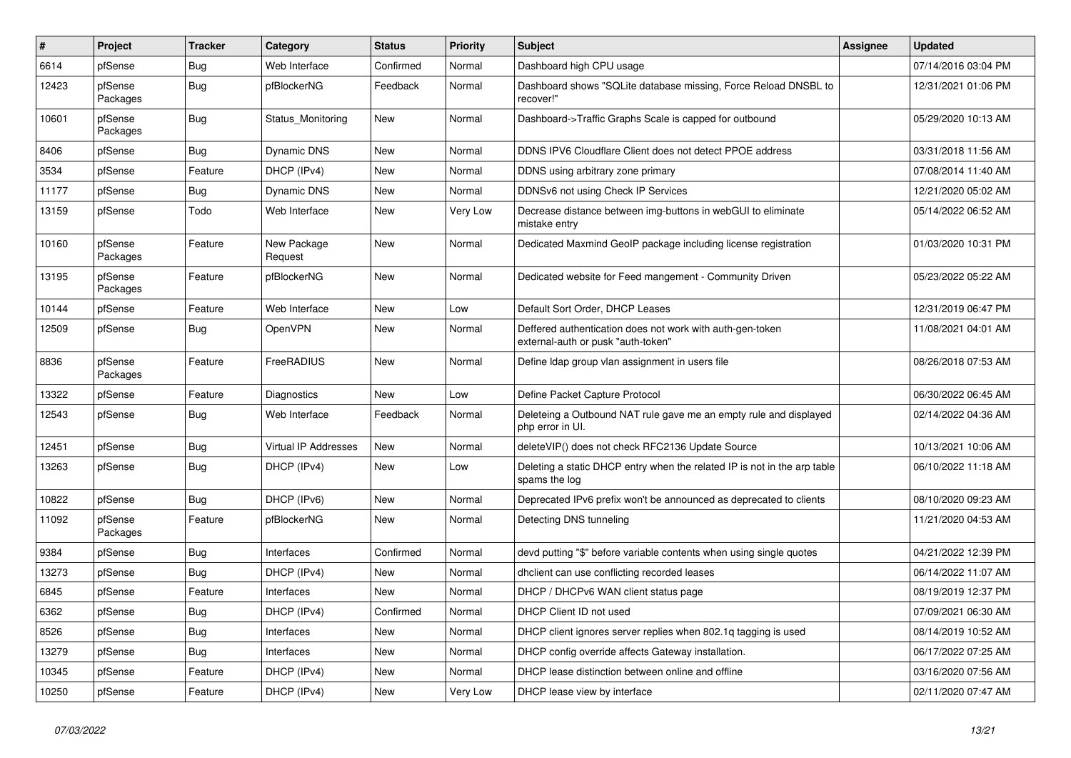| # | Project | Tracker | Category | Status | Priority | Subject | Assignee | Updated |
|---|---|---|---|---|---|---|---|---|
| 6614 | pfSense | Bug | Web Interface | Confirmed | Normal | Dashboard high CPU usage | | 07/14/2016 03:04 PM |
| 12423 | pfSense Packages | Bug | pfBlockerNG | Feedback | Normal | Dashboard shows "SQLite database missing, Force Reload DNSBL to recover!" | | 12/31/2021 01:06 PM |
| 10601 | pfSense Packages | Bug | Status_Monitoring | New | Normal | Dashboard->Traffic Graphs Scale is capped for outbound | | 05/29/2020 10:13 AM |
| 8406 | pfSense | Bug | Dynamic DNS | New | Normal | DDNS IPV6 Cloudflare Client does not detect PPOE address | | 03/31/2018 11:56 AM |
| 3534 | pfSense | Feature | DHCP (IPv4) | New | Normal | DDNS using arbitrary zone primary | | 07/08/2014 11:40 AM |
| 11177 | pfSense | Bug | Dynamic DNS | New | Normal | DDNSv6 not using Check IP Services | | 12/21/2020 05:02 AM |
| 13159 | pfSense | Todo | Web Interface | New | Very Low | Decrease distance between img-buttons in webGUI to eliminate mistake entry | | 05/14/2022 06:52 AM |
| 10160 | pfSense Packages | Feature | New Package Request | New | Normal | Dedicated Maxmind GeoIP package including license registration | | 01/03/2020 10:31 PM |
| 13195 | pfSense Packages | Feature | pfBlockerNG | New | Normal | Dedicated website for Feed mangement - Community Driven | | 05/23/2022 05:22 AM |
| 10144 | pfSense | Feature | Web Interface | New | Low | Default Sort Order, DHCP Leases | | 12/31/2019 06:47 PM |
| 12509 | pfSense | Bug | OpenVPN | New | Normal | Deffered authentication does not work with auth-gen-token external-auth or pusk "auth-token" | | 11/08/2021 04:01 AM |
| 8836 | pfSense Packages | Feature | FreeRADIUS | New | Normal | Define ldap group vlan assignment in users file | | 08/26/2018 07:53 AM |
| 13322 | pfSense | Feature | Diagnostics | New | Low | Define Packet Capture Protocol | | 06/30/2022 06:45 AM |
| 12543 | pfSense | Bug | Web Interface | Feedback | Normal | Deleteing a Outbound NAT rule gave me an empty rule and displayed php error in UI. | | 02/14/2022 04:36 AM |
| 12451 | pfSense | Bug | Virtual IP Addresses | New | Normal | deleteVIP() does not check RFC2136 Update Source | | 10/13/2021 10:06 AM |
| 13263 | pfSense | Bug | DHCP (IPv4) | New | Low | Deleting a static DHCP entry when the related IP is not in the arp table spams the log | | 06/10/2022 11:18 AM |
| 10822 | pfSense | Bug | DHCP (IPv6) | New | Normal | Deprecated IPv6 prefix won't be announced as deprecated to clients | | 08/10/2020 09:23 AM |
| 11092 | pfSense Packages | Feature | pfBlockerNG | New | Normal | Detecting DNS tunneling | | 11/21/2020 04:53 AM |
| 9384 | pfSense | Bug | Interfaces | Confirmed | Normal | devd putting "$" before variable contents when using single quotes | | 04/21/2022 12:39 PM |
| 13273 | pfSense | Bug | DHCP (IPv4) | New | Normal | dhclient can use conflicting recorded leases | | 06/14/2022 11:07 AM |
| 6845 | pfSense | Feature | Interfaces | New | Normal | DHCP / DHCPv6 WAN client status page | | 08/19/2019 12:37 PM |
| 6362 | pfSense | Bug | DHCP (IPv4) | Confirmed | Normal | DHCP Client ID not used | | 07/09/2021 06:30 AM |
| 8526 | pfSense | Bug | Interfaces | New | Normal | DHCP client ignores server replies when 802.1q tagging is used | | 08/14/2019 10:52 AM |
| 13279 | pfSense | Bug | Interfaces | New | Normal | DHCP config override affects Gateway installation. | | 06/17/2022 07:25 AM |
| 10345 | pfSense | Feature | DHCP (IPv4) | New | Normal | DHCP lease distinction between online and offline | | 03/16/2020 07:56 AM |
| 10250 | pfSense | Feature | DHCP (IPv4) | New | Very Low | DHCP lease view by interface | | 02/11/2020 07:47 AM |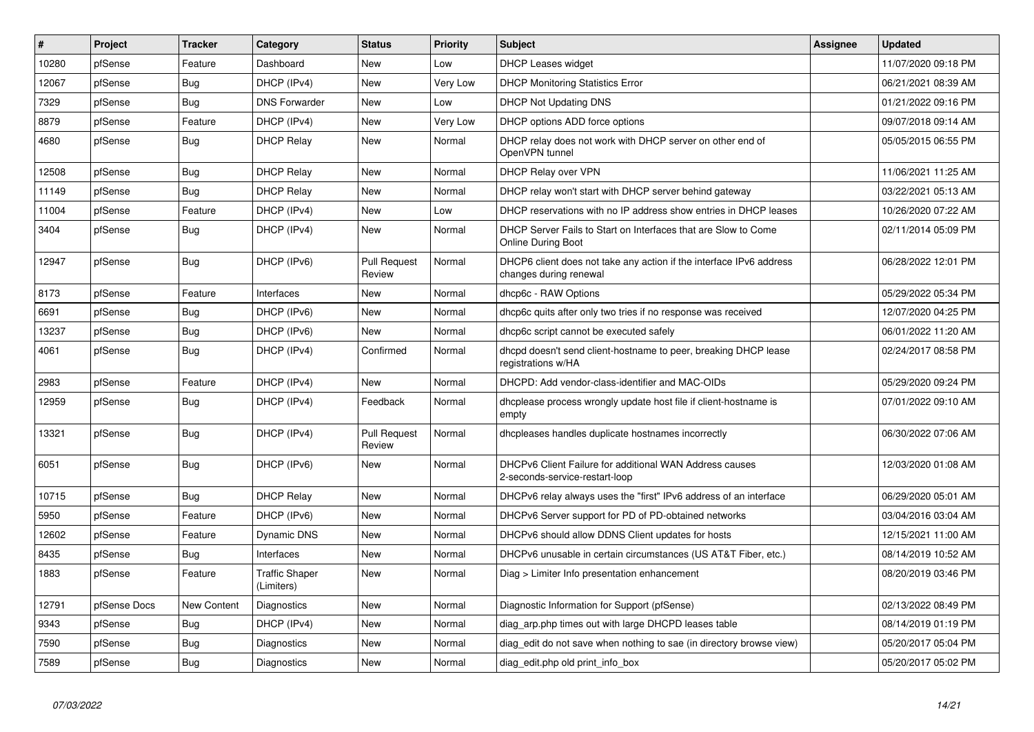| # | Project | Tracker | Category | Status | Priority | Subject | Assignee | Updated |
|---|---|---|---|---|---|---|---|---|
| 10280 | pfSense | Feature | Dashboard | New | Low | DHCP Leases widget | | 11/07/2020 09:18 PM |
| 12067 | pfSense | Bug | DHCP (IPv4) | New | Very Low | DHCP Monitoring Statistics Error | | 06/21/2021 08:39 AM |
| 7329 | pfSense | Bug | DNS Forwarder | New | Low | DHCP Not Updating DNS | | 01/21/2022 09:16 PM |
| 8879 | pfSense | Feature | DHCP (IPv4) | New | Very Low | DHCP options ADD force options | | 09/07/2018 09:14 AM |
| 4680 | pfSense | Bug | DHCP Relay | New | Normal | DHCP relay does not work with DHCP server on other end of OpenVPN tunnel | | 05/05/2015 06:55 PM |
| 12508 | pfSense | Bug | DHCP Relay | New | Normal | DHCP Relay over VPN | | 11/06/2021 11:25 AM |
| 11149 | pfSense | Bug | DHCP Relay | New | Normal | DHCP relay won't start with DHCP server behind gateway | | 03/22/2021 05:13 AM |
| 11004 | pfSense | Feature | DHCP (IPv4) | New | Low | DHCP reservations with no IP address show entries in DHCP leases | | 10/26/2020 07:22 AM |
| 3404 | pfSense | Bug | DHCP (IPv4) | New | Normal | DHCP Server Fails to Start on Interfaces that are Slow to Come Online During Boot | | 02/11/2014 05:09 PM |
| 12947 | pfSense | Bug | DHCP (IPv6) | Pull Request Review | Normal | DHCP6 client does not take any action if the interface IPv6 address changes during renewal | | 06/28/2022 12:01 PM |
| 8173 | pfSense | Feature | Interfaces | New | Normal | dhcp6c - RAW Options | | 05/29/2022 05:34 PM |
| 6691 | pfSense | Bug | DHCP (IPv6) | New | Normal | dhcp6c quits after only two tries if no response was received | | 12/07/2020 04:25 PM |
| 13237 | pfSense | Bug | DHCP (IPv6) | New | Normal | dhcp6c script cannot be executed safely | | 06/01/2022 11:20 AM |
| 4061 | pfSense | Bug | DHCP (IPv4) | Confirmed | Normal | dhcpd doesn't send client-hostname to peer, breaking DHCP lease registrations w/HA | | 02/24/2017 08:58 PM |
| 2983 | pfSense | Feature | DHCP (IPv4) | New | Normal | DHCPD: Add vendor-class-identifier and MAC-OIDs | | 05/29/2020 09:24 PM |
| 12959 | pfSense | Bug | DHCP (IPv4) | Feedback | Normal | dhcplease process wrongly update host file if client-hostname is empty | | 07/01/2022 09:10 AM |
| 13321 | pfSense | Bug | DHCP (IPv4) | Pull Request Review | Normal | dhcpleases handles duplicate hostnames incorrectly | | 06/30/2022 07:06 AM |
| 6051 | pfSense | Bug | DHCP (IPv6) | New | Normal | DHCPv6 Client Failure for additional WAN Address causes 2-seconds-service-restart-loop | | 12/03/2020 01:08 AM |
| 10715 | pfSense | Bug | DHCP Relay | New | Normal | DHCPv6 relay always uses the "first" IPv6 address of an interface | | 06/29/2020 05:01 AM |
| 5950 | pfSense | Feature | DHCP (IPv6) | New | Normal | DHCPv6 Server support for PD of PD-obtained networks | | 03/04/2016 03:04 AM |
| 12602 | pfSense | Feature | Dynamic DNS | New | Normal | DHCPv6 should allow DDNS Client updates for hosts | | 12/15/2021 11:00 AM |
| 8435 | pfSense | Bug | Interfaces | New | Normal | DHCPv6 unusable in certain circumstances (US AT&T Fiber, etc.) | | 08/14/2019 10:52 AM |
| 1883 | pfSense | Feature | Traffic Shaper (Limiters) | New | Normal | Diag > Limiter Info presentation enhancement | | 08/20/2019 03:46 PM |
| 12791 | pfSense Docs | New Content | Diagnostics | New | Normal | Diagnostic Information for Support (pfSense) | | 02/13/2022 08:49 PM |
| 9343 | pfSense | Bug | DHCP (IPv4) | New | Normal | diag_arp.php times out with large DHCPD leases table | | 08/14/2019 01:19 PM |
| 7590 | pfSense | Bug | Diagnostics | New | Normal | diag_edit do not save when nothing to sae (in directory browse view) | | 05/20/2017 05:04 PM |
| 7589 | pfSense | Bug | Diagnostics | New | Normal | diag_edit.php old print_info_box | | 05/20/2017 05:02 PM |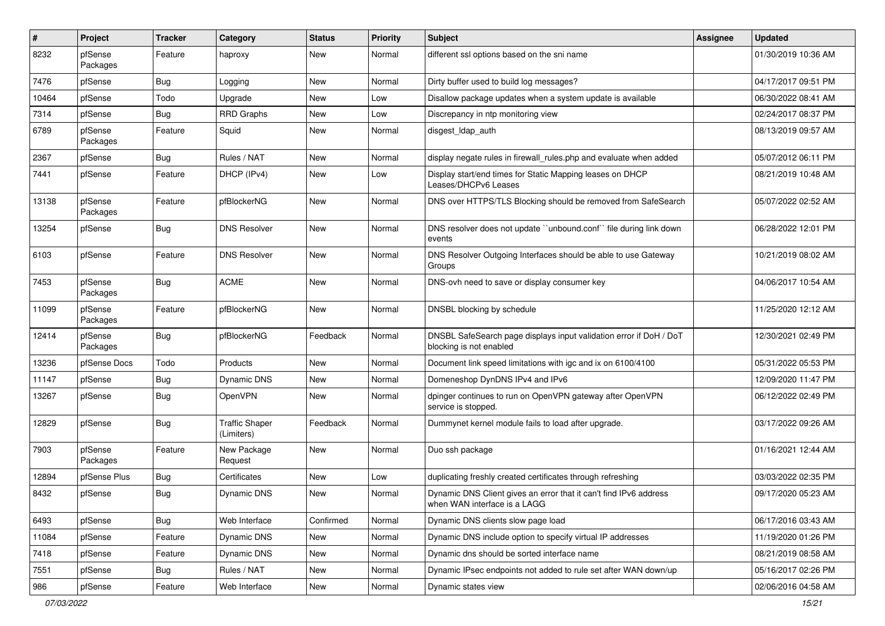| # | Project | Tracker | Category | Status | Priority | Subject | Assignee | Updated |
|---|---|---|---|---|---|---|---|---|
| 8232 | pfSense Packages | Feature | haproxy | New | Normal | different ssl options based on the sni name | | 01/30/2019 10:36 AM |
| 7476 | pfSense | Bug | Logging | New | Normal | Dirty buffer used to build log messages? | | 04/17/2017 09:51 PM |
| 10464 | pfSense | Todo | Upgrade | New | Low | Disallow package updates when a system update is available | | 06/30/2022 08:41 AM |
| 7314 | pfSense | Bug | RRD Graphs | New | Low | Discrepancy in ntp monitoring view | | 02/24/2017 08:37 PM |
| 6789 | pfSense Packages | Feature | Squid | New | Normal | disgest_ldap_auth | | 08/13/2019 09:57 AM |
| 2367 | pfSense | Bug | Rules / NAT | New | Normal | display negate rules in firewall_rules.php and evaluate when added | | 05/07/2012 06:11 PM |
| 7441 | pfSense | Feature | DHCP (IPv4) | New | Low | Display start/end times for Static Mapping leases on DHCP Leases/DHCPv6 Leases | | 08/21/2019 10:48 AM |
| 13138 | pfSense Packages | Feature | pfBlockerNG | New | Normal | DNS over HTTPS/TLS Blocking should be removed from SafeSearch | | 05/07/2022 02:52 AM |
| 13254 | pfSense | Bug | DNS Resolver | New | Normal | DNS resolver does not update ``unbound.conf`` file during link down events | | 06/28/2022 12:01 PM |
| 6103 | pfSense | Feature | DNS Resolver | New | Normal | DNS Resolver Outgoing Interfaces should be able to use Gateway Groups | | 10/21/2019 08:02 AM |
| 7453 | pfSense Packages | Bug | ACME | New | Normal | DNS-ovh need to save or display consumer key | | 04/06/2017 10:54 AM |
| 11099 | pfSense Packages | Feature | pfBlockerNG | New | Normal | DNSBL blocking by schedule | | 11/25/2020 12:12 AM |
| 12414 | pfSense Packages | Bug | pfBlockerNG | Feedback | Normal | DNSBL SafeSearch page displays input validation error if DoH / DoT blocking is not enabled | | 12/30/2021 02:49 PM |
| 13236 | pfSense Docs | Todo | Products | New | Normal | Document link speed limitations with igc and ix on 6100/4100 | | 05/31/2022 05:53 PM |
| 11147 | pfSense | Bug | Dynamic DNS | New | Normal | Domeneshop DynDNS IPv4 and IPv6 | | 12/09/2020 11:47 PM |
| 13267 | pfSense | Bug | OpenVPN | New | Normal | dpinger continues to run on OpenVPN gateway after OpenVPN service is stopped. | | 06/12/2022 02:49 PM |
| 12829 | pfSense | Bug | Traffic Shaper (Limiters) | Feedback | Normal | Dummynet kernel module fails to load after upgrade. | | 03/17/2022 09:26 AM |
| 7903 | pfSense Packages | Feature | New Package Request | New | Normal | Duo ssh package | | 01/16/2021 12:44 AM |
| 12894 | pfSense Plus | Bug | Certificates | New | Low | duplicating freshly created certificates through refreshing | | 03/03/2022 02:35 PM |
| 8432 | pfSense | Bug | Dynamic DNS | New | Normal | Dynamic DNS Client gives an error that it can't find IPv6 address when WAN interface is a LAGG | | 09/17/2020 05:23 AM |
| 6493 | pfSense | Bug | Web Interface | Confirmed | Normal | Dynamic DNS clients slow page load | | 06/17/2016 03:43 AM |
| 11084 | pfSense | Feature | Dynamic DNS | New | Normal | Dynamic DNS include option to specify virtual IP addresses | | 11/19/2020 01:26 PM |
| 7418 | pfSense | Feature | Dynamic DNS | New | Normal | Dynamic dns should be sorted interface name | | 08/21/2019 08:58 AM |
| 7551 | pfSense | Bug | Rules / NAT | New | Normal | Dynamic IPsec endpoints not added to rule set after WAN down/up | | 05/16/2017 02:26 PM |
| 986 | pfSense | Feature | Web Interface | New | Normal | Dynamic states view | | 02/06/2016 04:58 AM |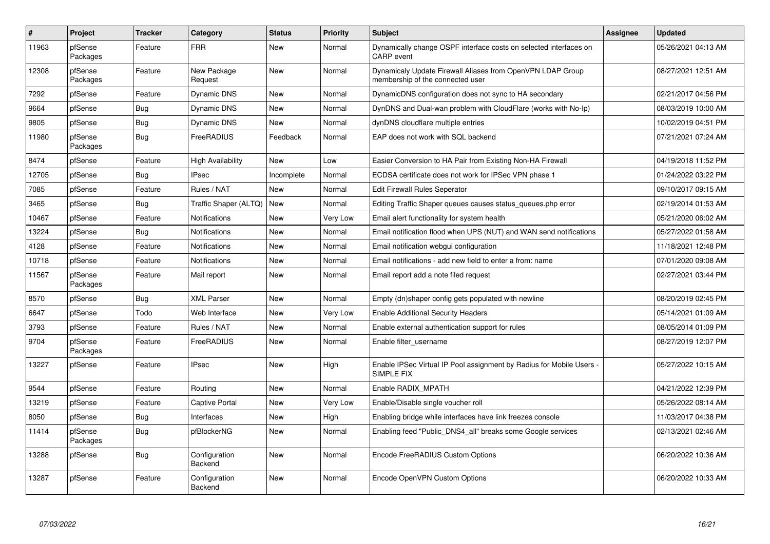| # | Project | Tracker | Category | Status | Priority | Subject | Assignee | Updated |
|---|---|---|---|---|---|---|---|---|
| 11963 | pfSense Packages | Feature | FRR | New | Normal | Dynamically change OSPF interface costs on selected interfaces on CARP event | | 05/26/2021 04:13 AM |
| 12308 | pfSense Packages | Feature | New Package Request | New | Normal | Dynamicaly Update Firewall Aliases from OpenVPN LDAP Group membership of the connected user | | 08/27/2021 12:51 AM |
| 7292 | pfSense | Feature | Dynamic DNS | New | Normal | DynamicDNS configuration does not sync to HA secondary | | 02/21/2017 04:56 PM |
| 9664 | pfSense | Bug | Dynamic DNS | New | Normal | DynDNS and Dual-wan problem with CloudFlare (works with No-Ip) | | 08/03/2019 10:00 AM |
| 9805 | pfSense | Bug | Dynamic DNS | New | Normal | dynDNS cloudflare multiple entries | | 10/02/2019 04:51 PM |
| 11980 | pfSense Packages | Bug | FreeRADIUS | Feedback | Normal | EAP does not work with SQL backend | | 07/21/2021 07:24 AM |
| 8474 | pfSense | Feature | High Availability | New | Low | Easier Conversion to HA Pair from Existing Non-HA Firewall | | 04/19/2018 11:52 PM |
| 12705 | pfSense | Bug | IPsec | Incomplete | Normal | ECDSA certificate does not work for IPSec VPN phase 1 | | 01/24/2022 03:22 PM |
| 7085 | pfSense | Feature | Rules / NAT | New | Normal | Edit Firewall Rules Seperator | | 09/10/2017 09:15 AM |
| 3465 | pfSense | Bug | Traffic Shaper (ALTQ) | New | Normal | Editing Traffic Shaper queues causes status_queues.php error | | 02/19/2014 01:53 AM |
| 10467 | pfSense | Feature | Notifications | New | Very Low | Email alert functionality for system health | | 05/21/2020 06:02 AM |
| 13224 | pfSense | Bug | Notifications | New | Normal | Email notification flood when UPS (NUT) and WAN send notifications | | 05/27/2022 01:58 AM |
| 4128 | pfSense | Feature | Notifications | New | Normal | Email notification webgui configuration | | 11/18/2021 12:48 PM |
| 10718 | pfSense | Feature | Notifications | New | Normal | Email notifications - add new field to enter a from: name | | 07/01/2020 09:08 AM |
| 11567 | pfSense Packages | Feature | Mail report | New | Normal | Email report add a note filed request | | 02/27/2021 03:44 PM |
| 8570 | pfSense | Bug | XML Parser | New | Normal | Empty (dn)shaper config gets populated with newline | | 08/20/2019 02:45 PM |
| 6647 | pfSense | Todo | Web Interface | New | Very Low | Enable Additional Security Headers | | 05/14/2021 01:09 AM |
| 3793 | pfSense | Feature | Rules / NAT | New | Normal | Enable external authentication support for rules | | 08/05/2014 01:09 PM |
| 9704 | pfSense Packages | Feature | FreeRADIUS | New | Normal | Enable filter_username | | 08/27/2019 12:07 PM |
| 13227 | pfSense | Feature | IPsec | New | High | Enable IPSec Virtual IP Pool assignment by Radius for Mobile Users - SIMPLE FIX | | 05/27/2022 10:15 AM |
| 9544 | pfSense | Feature | Routing | New | Normal | Enable RADIX_MPATH | | 04/21/2022 12:39 PM |
| 13219 | pfSense | Feature | Captive Portal | New | Very Low | Enable/Disable single voucher roll | | 05/26/2022 08:14 AM |
| 8050 | pfSense | Bug | Interfaces | New | High | Enabling bridge while interfaces have link freezes console | | 11/03/2017 04:38 PM |
| 11414 | pfSense Packages | Bug | pfBlockerNG | New | Normal | Enabling feed "Public_DNS4_all" breaks some Google services | | 02/13/2021 02:46 AM |
| 13288 | pfSense | Bug | Configuration Backend | New | Normal | Encode FreeRADIUS Custom Options | | 06/20/2022 10:36 AM |
| 13287 | pfSense | Feature | Configuration Backend | New | Normal | Encode OpenVPN Custom Options | | 06/20/2022 10:33 AM |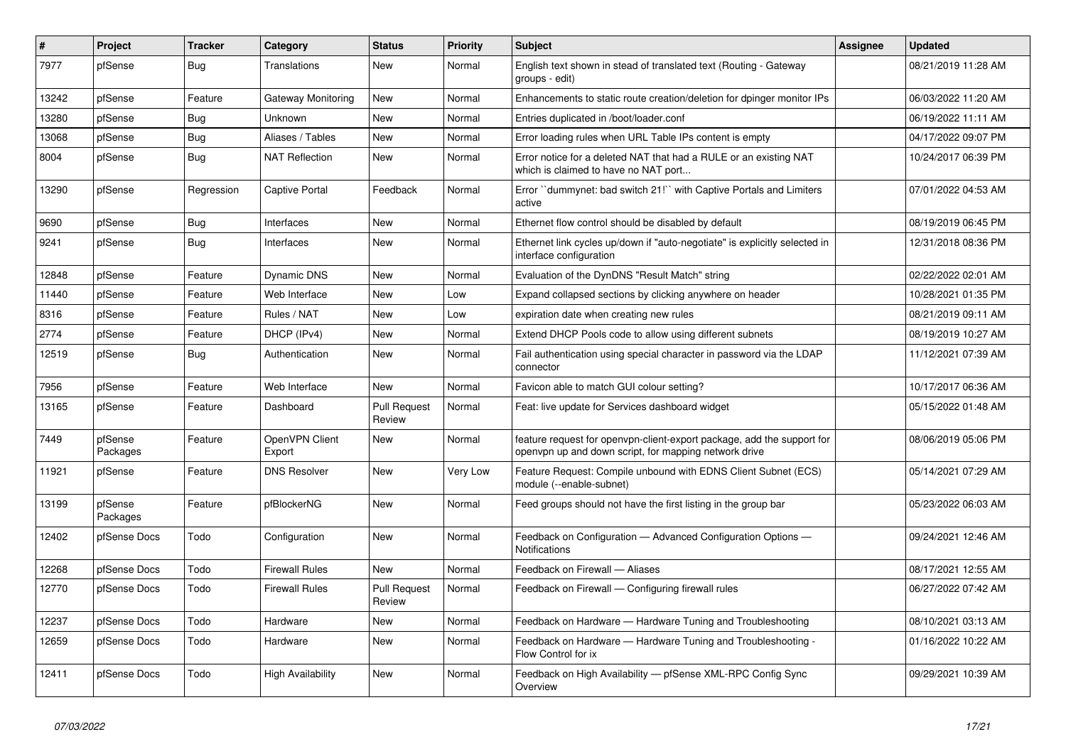| # | Project | Tracker | Category | Status | Priority | Subject | Assignee | Updated |
|---|---|---|---|---|---|---|---|---|
| 7977 | pfSense | Bug | Translations | New | Normal | English text shown in stead of translated text (Routing - Gateway groups - edit) | | 08/21/2019 11:28 AM |
| 13242 | pfSense | Feature | Gateway Monitoring | New | Normal | Enhancements to static route creation/deletion for dpinger monitor IPs | | 06/03/2022 11:20 AM |
| 13280 | pfSense | Bug | Unknown | New | Normal | Entries duplicated in /boot/loader.conf | | 06/19/2022 11:11 AM |
| 13068 | pfSense | Bug | Aliases / Tables | New | Normal | Error loading rules when URL Table IPs content is empty | | 04/17/2022 09:07 PM |
| 8004 | pfSense | Bug | NAT Reflection | New | Normal | Error notice for a deleted NAT that had a RULE or an existing NAT which is claimed to have no NAT port... | | 10/24/2017 06:39 PM |
| 13290 | pfSense | Regression | Captive Portal | Feedback | Normal | Error ``dummynet: bad switch 21!`` with Captive Portals and Limiters active | | 07/01/2022 04:53 AM |
| 9690 | pfSense | Bug | Interfaces | New | Normal | Ethernet flow control should be disabled by default | | 08/19/2019 06:45 PM |
| 9241 | pfSense | Bug | Interfaces | New | Normal | Ethernet link cycles up/down if "auto-negotiate" is explicitly selected in interface configuration | | 12/31/2018 08:36 PM |
| 12848 | pfSense | Feature | Dynamic DNS | New | Normal | Evaluation of the DynDNS "Result Match" string | | 02/22/2022 02:01 AM |
| 11440 | pfSense | Feature | Web Interface | New | Low | Expand collapsed sections by clicking anywhere on header | | 10/28/2021 01:35 PM |
| 8316 | pfSense | Feature | Rules / NAT | New | Low | expiration date when creating new rules | | 08/21/2019 09:11 AM |
| 2774 | pfSense | Feature | DHCP (IPv4) | New | Normal | Extend DHCP Pools code to allow using different subnets | | 08/19/2019 10:27 AM |
| 12519 | pfSense | Bug | Authentication | New | Normal | Fail authentication using special character in password via the LDAP connector | | 11/12/2021 07:39 AM |
| 7956 | pfSense | Feature | Web Interface | New | Normal | Favicon able to match GUI colour setting? | | 10/17/2017 06:36 AM |
| 13165 | pfSense | Feature | Dashboard | Pull Request Review | Normal | Feat: live update for Services dashboard widget | | 05/15/2022 01:48 AM |
| 7449 | pfSense Packages | Feature | OpenVPN Client Export | New | Normal | feature request for openvpn-client-export package, add the support for openvpn up and down script, for mapping network drive | | 08/06/2019 05:06 PM |
| 11921 | pfSense | Feature | DNS Resolver | New | Very Low | Feature Request: Compile unbound with EDNS Client Subnet (ECS) module (--enable-subnet) | | 05/14/2021 07:29 AM |
| 13199 | pfSense Packages | Feature | pfBlockerNG | New | Normal | Feed groups should not have the first listing in the group bar | | 05/23/2022 06:03 AM |
| 12402 | pfSense Docs | Todo | Configuration | New | Normal | Feedback on Configuration — Advanced Configuration Options — Notifications | | 09/24/2021 12:46 AM |
| 12268 | pfSense Docs | Todo | Firewall Rules | New | Normal | Feedback on Firewall — Aliases | | 08/17/2021 12:55 AM |
| 12770 | pfSense Docs | Todo | Firewall Rules | Pull Request Review | Normal | Feedback on Firewall — Configuring firewall rules | | 06/27/2022 07:42 AM |
| 12237 | pfSense Docs | Todo | Hardware | New | Normal | Feedback on Hardware — Hardware Tuning and Troubleshooting | | 08/10/2021 03:13 AM |
| 12659 | pfSense Docs | Todo | Hardware | New | Normal | Feedback on Hardware — Hardware Tuning and Troubleshooting - Flow Control for ix | | 01/16/2022 10:22 AM |
| 12411 | pfSense Docs | Todo | High Availability | New | Normal | Feedback on High Availability — pfSense XML-RPC Config Sync Overview | | 09/29/2021 10:39 AM |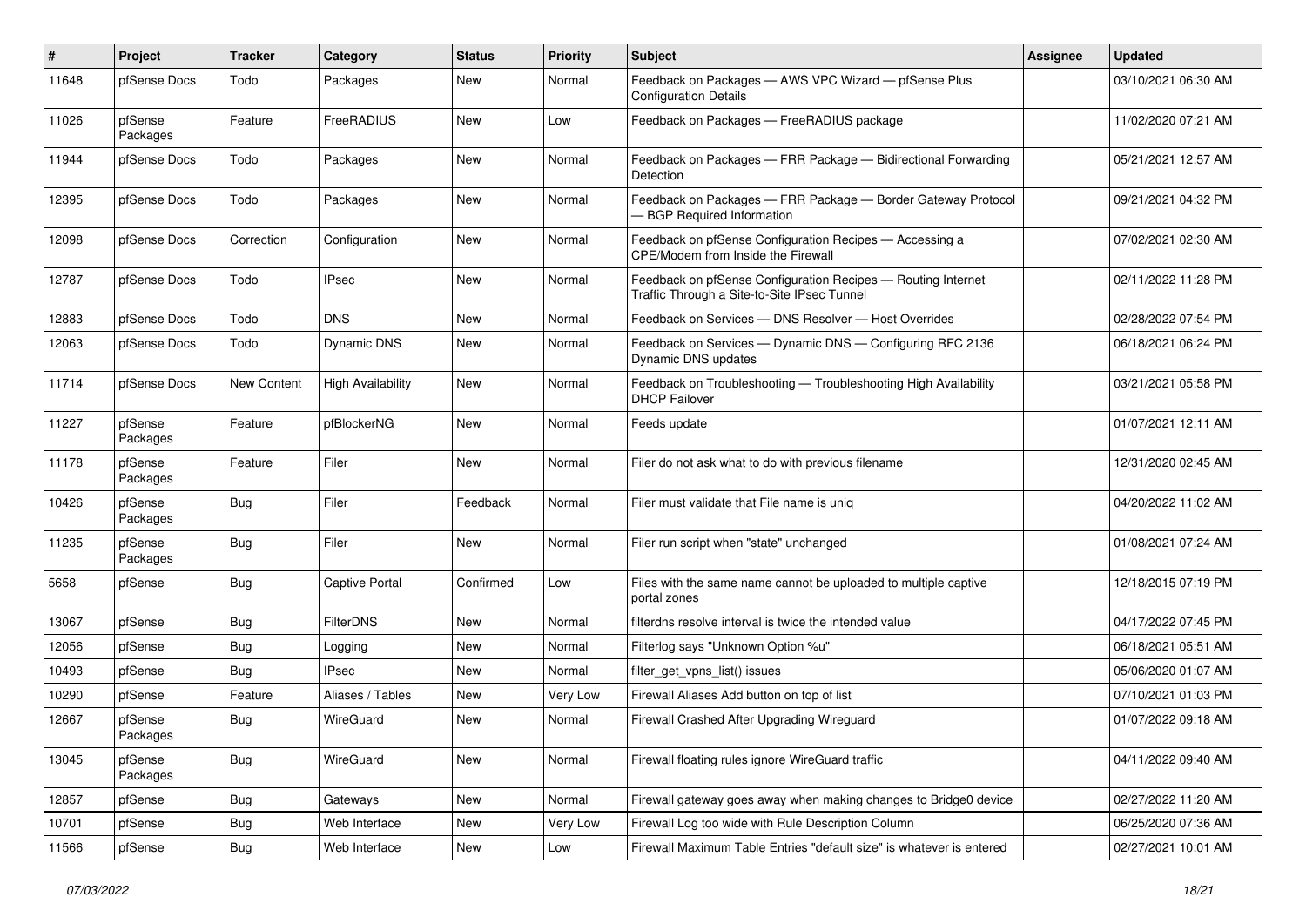| # | Project | Tracker | Category | Status | Priority | Subject | Assignee | Updated |
|---|---|---|---|---|---|---|---|---|
| 11648 | pfSense Docs | Todo | Packages | New | Normal | Feedback on Packages — AWS VPC Wizard — pfSense Plus Configuration Details | | 03/10/2021 06:30 AM |
| 11026 | pfSense Packages | Feature | FreeRADIUS | New | Low | Feedback on Packages — FreeRADIUS package | | 11/02/2020 07:21 AM |
| 11944 | pfSense Docs | Todo | Packages | New | Normal | Feedback on Packages — FRR Package — Bidirectional Forwarding Detection | | 05/21/2021 12:57 AM |
| 12395 | pfSense Docs | Todo | Packages | New | Normal | Feedback on Packages — FRR Package — Border Gateway Protocol — BGP Required Information | | 09/21/2021 04:32 PM |
| 12098 | pfSense Docs | Correction | Configuration | New | Normal | Feedback on pfSense Configuration Recipes — Accessing a CPE/Modem from Inside the Firewall | | 07/02/2021 02:30 AM |
| 12787 | pfSense Docs | Todo | IPsec | New | Normal | Feedback on pfSense Configuration Recipes — Routing Internet Traffic Through a Site-to-Site IPsec Tunnel | | 02/11/2022 11:28 PM |
| 12883 | pfSense Docs | Todo | DNS | New | Normal | Feedback on Services — DNS Resolver — Host Overrides | | 02/28/2022 07:54 PM |
| 12063 | pfSense Docs | Todo | Dynamic DNS | New | Normal | Feedback on Services — Dynamic DNS — Configuring RFC 2136 Dynamic DNS updates | | 06/18/2021 06:24 PM |
| 11714 | pfSense Docs | New Content | High Availability | New | Normal | Feedback on Troubleshooting — Troubleshooting High Availability DHCP Failover | | 03/21/2021 05:58 PM |
| 11227 | pfSense Packages | Feature | pfBlockerNG | New | Normal | Feeds update | | 01/07/2021 12:11 AM |
| 11178 | pfSense Packages | Feature | Filer | New | Normal | Filer do not ask what to do with previous filename | | 12/31/2020 02:45 AM |
| 10426 | pfSense Packages | Bug | Filer | Feedback | Normal | Filer must validate that File name is uniq | | 04/20/2022 11:02 AM |
| 11235 | pfSense Packages | Bug | Filer | New | Normal | Filer run script when "state" unchanged | | 01/08/2021 07:24 AM |
| 5658 | pfSense | Bug | Captive Portal | Confirmed | Low | Files with the same name cannot be uploaded to multiple captive portal zones | | 12/18/2015 07:19 PM |
| 13067 | pfSense | Bug | FilterDNS | New | Normal | filterdns resolve interval is twice the intended value | | 04/17/2022 07:45 PM |
| 12056 | pfSense | Bug | Logging | New | Normal | Filterlog says "Unknown Option %u" | | 06/18/2021 05:51 AM |
| 10493 | pfSense | Bug | IPsec | New | Normal | filter_get_vpns_list() issues | | 05/06/2020 01:07 AM |
| 10290 | pfSense | Feature | Aliases / Tables | New | Very Low | Firewall Aliases Add button on top of list | | 07/10/2021 01:03 PM |
| 12667 | pfSense Packages | Bug | WireGuard | New | Normal | Firewall Crashed After Upgrading Wireguard | | 01/07/2022 09:18 AM |
| 13045 | pfSense Packages | Bug | WireGuard | New | Normal | Firewall floating rules ignore WireGuard traffic | | 04/11/2022 09:40 AM |
| 12857 | pfSense | Bug | Gateways | New | Normal | Firewall gateway goes away when making changes to Bridge0 device | | 02/27/2022 11:20 AM |
| 10701 | pfSense | Bug | Web Interface | New | Very Low | Firewall Log too wide with Rule Description Column | | 06/25/2020 07:36 AM |
| 11566 | pfSense | Bug | Web Interface | New | Low | Firewall Maximum Table Entries "default size" is whatever is entered | | 02/27/2021 10:01 AM |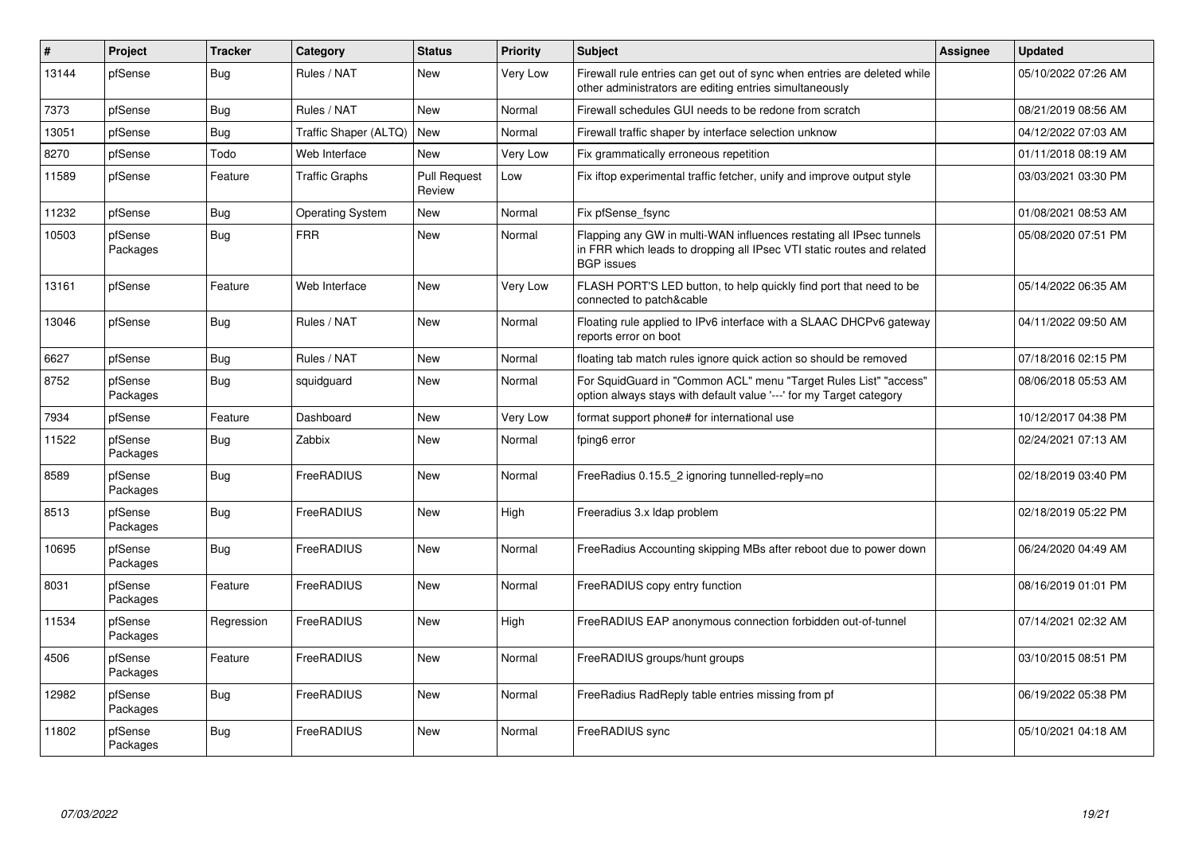| # | Project | Tracker | Category | Status | Priority | Subject | Assignee | Updated |
|---|---|---|---|---|---|---|---|---|
| 13144 | pfSense | Bug | Rules / NAT | New | Very Low | Firewall rule entries can get out of sync when entries are deleted while other administrators are editing entries simultaneously | | 05/10/2022 07:26 AM |
| 7373 | pfSense | Bug | Rules / NAT | New | Normal | Firewall schedules GUI needs to be redone from scratch | | 08/21/2019 08:56 AM |
| 13051 | pfSense | Bug | Traffic Shaper (ALTQ) | New | Normal | Firewall traffic shaper by interface selection unknow | | 04/12/2022 07:03 AM |
| 8270 | pfSense | Todo | Web Interface | New | Very Low | Fix grammatically erroneous repetition | | 01/11/2018 08:19 AM |
| 11589 | pfSense | Feature | Traffic Graphs | Pull Request Review | Low | Fix iftop experimental traffic fetcher, unify and improve output style | | 03/03/2021 03:30 PM |
| 11232 | pfSense | Bug | Operating System | New | Normal | Fix pfSense_fsync | | 01/08/2021 08:53 AM |
| 10503 | pfSense Packages | Bug | FRR | New | Normal | Flapping any GW in multi-WAN influences restating all IPsec tunnels in FRR which leads to dropping all IPsec VTI static routes and related BGP issues | | 05/08/2020 07:51 PM |
| 13161 | pfSense | Feature | Web Interface | New | Very Low | FLASH PORT'S LED button, to help quickly find port that need to be connected to patch&cable | | 05/14/2022 06:35 AM |
| 13046 | pfSense | Bug | Rules / NAT | New | Normal | Floating rule applied to IPv6 interface with a SLAAC DHCPv6 gateway reports error on boot | | 04/11/2022 09:50 AM |
| 6627 | pfSense | Bug | Rules / NAT | New | Normal | floating tab match rules ignore quick action so should be removed | | 07/18/2016 02:15 PM |
| 8752 | pfSense Packages | Bug | squidguard | New | Normal | For SquidGuard in "Common ACL" menu "Target Rules List" "access" option always stays with default value '---' for my Target category | | 08/06/2018 05:53 AM |
| 7934 | pfSense | Feature | Dashboard | New | Very Low | format support phone# for international use | | 10/12/2017 04:38 PM |
| 11522 | pfSense Packages | Bug | Zabbix | New | Normal | fping6 error | | 02/24/2021 07:13 AM |
| 8589 | pfSense Packages | Bug | FreeRADIUS | New | Normal | FreeRadius 0.15.5_2 ignoring tunnelled-reply=no | | 02/18/2019 03:40 PM |
| 8513 | pfSense Packages | Bug | FreeRADIUS | New | High | Freeradius 3.x ldap problem | | 02/18/2019 05:22 PM |
| 10695 | pfSense Packages | Bug | FreeRADIUS | New | Normal | FreeRadius Accounting skipping MBs after reboot due to power down | | 06/24/2020 04:49 AM |
| 8031 | pfSense Packages | Feature | FreeRADIUS | New | Normal | FreeRADIUS copy entry function | | 08/16/2019 01:01 PM |
| 11534 | pfSense Packages | Regression | FreeRADIUS | New | High | FreeRADIUS EAP anonymous connection forbidden out-of-tunnel | | 07/14/2021 02:32 AM |
| 4506 | pfSense Packages | Feature | FreeRADIUS | New | Normal | FreeRADIUS groups/hunt groups | | 03/10/2015 08:51 PM |
| 12982 | pfSense Packages | Bug | FreeRADIUS | New | Normal | FreeRadius RadReply table entries missing from pf | | 06/19/2022 05:38 PM |
| 11802 | pfSense Packages | Bug | FreeRADIUS | New | Normal | FreeRADIUS sync | | 05/10/2021 04:18 AM |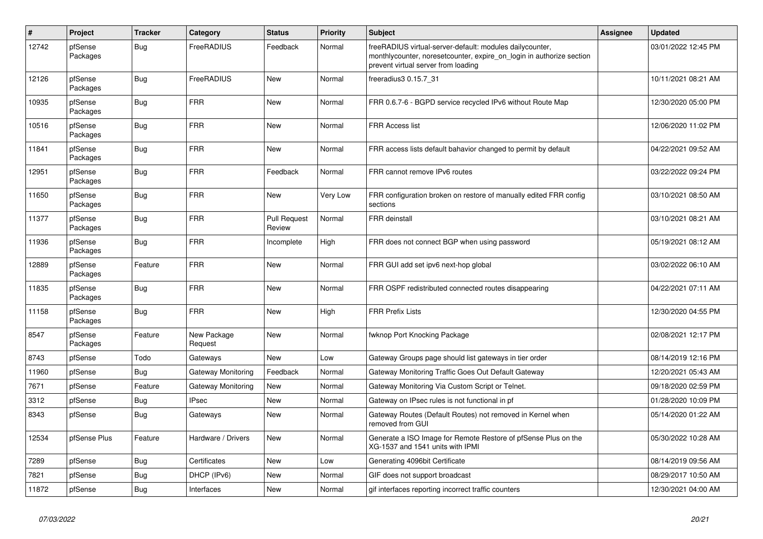| # | Project | Tracker | Category | Status | Priority | Subject | Assignee | Updated |
|---|---|---|---|---|---|---|---|---|
| 12742 | pfSense Packages | Bug | FreeRADIUS | Feedback | Normal | freeRADIUS virtual-server-default: modules dailycounter, monthlycounter, noresetcounter, expire_on_login in authorize section prevent virtual server from loading | | 03/01/2022 12:45 PM |
| 12126 | pfSense Packages | Bug | FreeRADIUS | New | Normal | freeradius3 0.15.7_31 | | 10/11/2021 08:21 AM |
| 10935 | pfSense Packages | Bug | FRR | New | Normal | FRR 0.6.7-6 - BGPD service recycled IPv6 without Route Map | | 12/30/2020 05:00 PM |
| 10516 | pfSense Packages | Bug | FRR | New | Normal | FRR Access list | | 12/06/2020 11:02 PM |
| 11841 | pfSense Packages | Bug | FRR | New | Normal | FRR access lists default bahavior changed to permit by default | | 04/22/2021 09:52 AM |
| 12951 | pfSense Packages | Bug | FRR | Feedback | Normal | FRR cannot remove IPv6 routes | | 03/22/2022 09:24 PM |
| 11650 | pfSense Packages | Bug | FRR | New | Very Low | FRR configuration broken on restore of manually edited FRR config sections | | 03/10/2021 08:50 AM |
| 11377 | pfSense Packages | Bug | FRR | Pull Request Review | Normal | FRR deinstall | | 03/10/2021 08:21 AM |
| 11936 | pfSense Packages | Bug | FRR | Incomplete | High | FRR does not connect BGP when using password | | 05/19/2021 08:12 AM |
| 12889 | pfSense Packages | Feature | FRR | New | Normal | FRR GUI add set ipv6 next-hop global | | 03/02/2022 06:10 AM |
| 11835 | pfSense Packages | Bug | FRR | New | Normal | FRR OSPF redistributed connected routes disappearing | | 04/22/2021 07:11 AM |
| 11158 | pfSense Packages | Bug | FRR | New | High | FRR Prefix Lists | | 12/30/2020 04:55 PM |
| 8547 | pfSense Packages | Feature | New Package Request | New | Normal | fwknop Port Knocking Package | | 02/08/2021 12:17 PM |
| 8743 | pfSense | Todo | Gateways | New | Low | Gateway Groups page should list gateways in tier order | | 08/14/2019 12:16 PM |
| 11960 | pfSense | Bug | Gateway Monitoring | Feedback | Normal | Gateway Monitoring Traffic Goes Out Default Gateway | | 12/20/2021 05:43 AM |
| 7671 | pfSense | Feature | Gateway Monitoring | New | Normal | Gateway Monitoring Via Custom Script or Telnet. | | 09/18/2020 02:59 PM |
| 3312 | pfSense | Bug | IPsec | New | Normal | Gateway on IPsec rules is not functional in pf | | 01/28/2020 10:09 PM |
| 8343 | pfSense | Bug | Gateways | New | Normal | Gateway Routes (Default Routes) not removed in Kernel when removed from GUI | | 05/14/2020 01:22 AM |
| 12534 | pfSense Plus | Feature | Hardware / Drivers | New | Normal | Generate a ISO Image for Remote Restore of pfSense Plus on the XG-1537 and 1541 units with IPMI | | 05/30/2022 10:28 AM |
| 7289 | pfSense | Bug | Certificates | New | Low | Generating 4096bit Certificate | | 08/14/2019 09:56 AM |
| 7821 | pfSense | Bug | DHCP (IPv6) | New | Normal | GIF does not support broadcast | | 08/29/2017 10:50 AM |
| 11872 | pfSense | Bug | Interfaces | New | Normal | gif interfaces reporting incorrect traffic counters | | 12/30/2021 04:00 AM |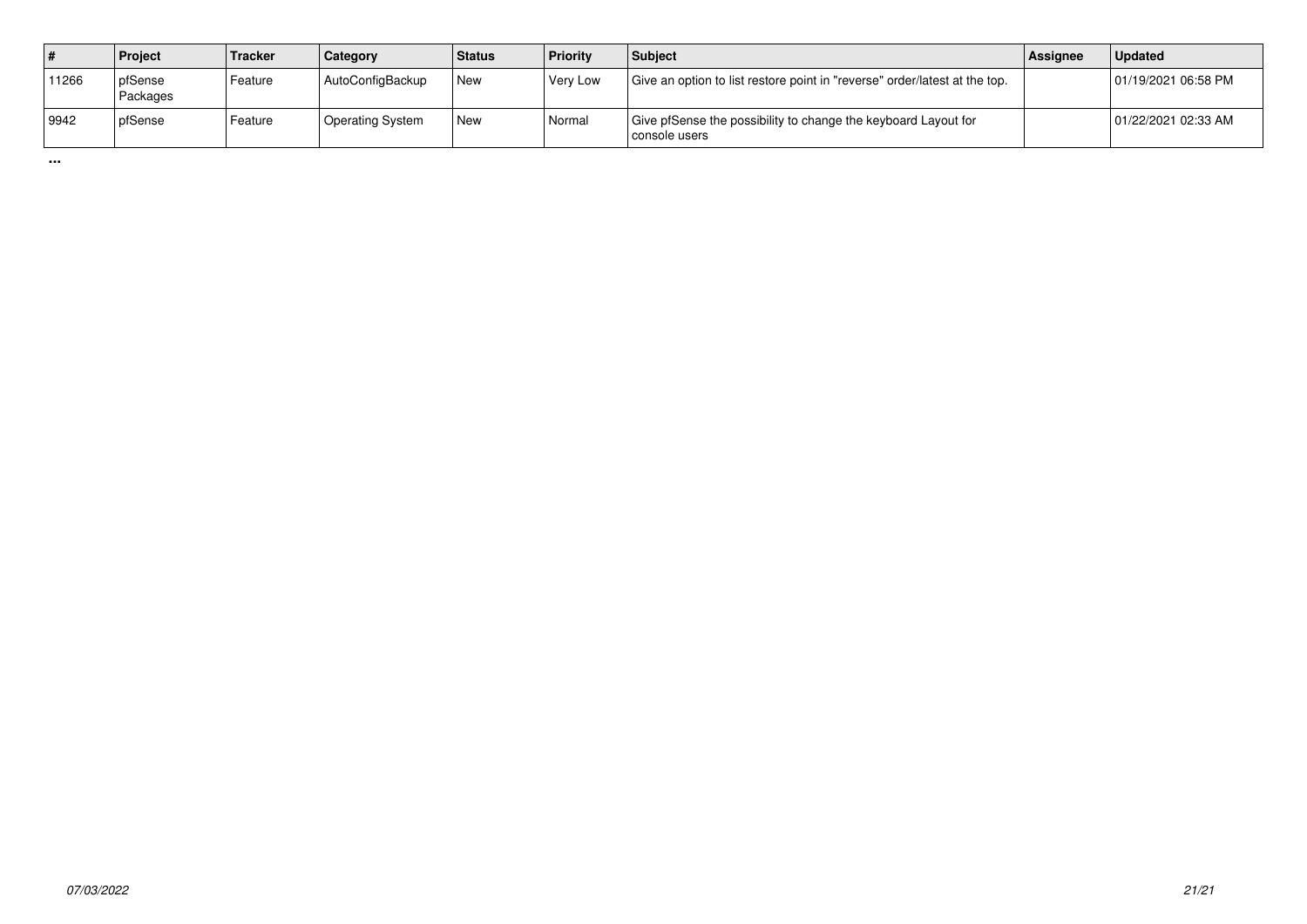| # | Project | Tracker | Category | Status | Priority | Subject | Assignee | Updated |
|---|---|---|---|---|---|---|---|---|
| 11266 | pfSense Packages | Feature | AutoConfigBackup | New | Very Low | Give an option to list restore point in "reverse" order/latest at the top. | | 01/19/2021 06:58 PM |
| 9942 | pfSense | Feature | Operating System | New | Normal | Give pfSense the possibility to change the keyboard Layout for console users | | 01/22/2021 02:33 AM |

...